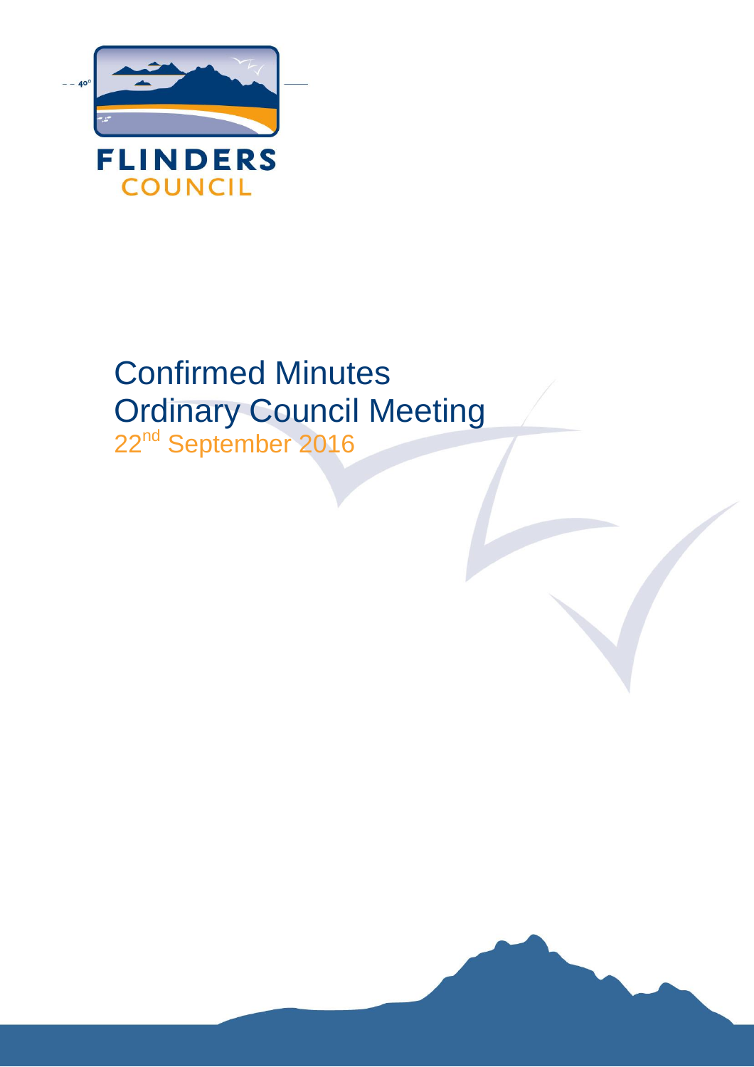FLINDERS
COUNCIL

# Confirmed Minutes
# Ordinary Council Meeting

22nd September 2016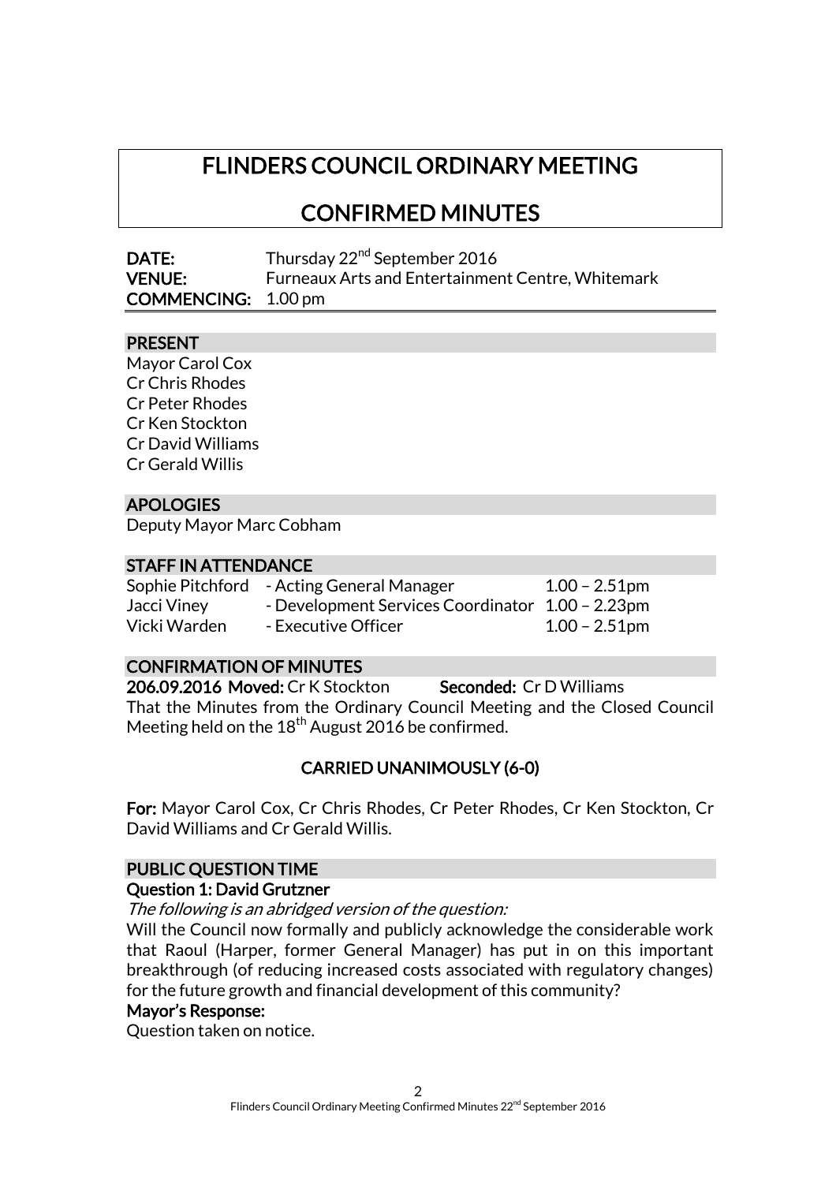# FLINDERS COUNCIL ORDINARY MEETING

# CONFIRMED MINUTES

**DATE:** Thursday 22nd September 2016
**VENUE:** Furneaux Arts and Entertainment Centre, Whitemark
**COMMENCING:** 1.00 pm

## PRESENT

Mayor Carol Cox
Cr Chris Rhodes
Cr Peter Rhodes
Cr Ken Stockton
Cr David Williams
Cr Gerald Willis

## APOLOGIES

Deputy Mayor Marc Cobham

## STAFF IN ATTENDANCE

| | | |
|---|---|---|
| Sophie Pitchford | - Acting General Manager | 1.00 – 2.51pm |
| Jacci Viney | - Development Services Coordinator | 1.00 – 2.23pm |
| Vicki Warden | - Executive Officer | 1.00 – 2.51pm |

## CONFIRMATION OF MINUTES

**206.09.2016 Moved:** Cr K Stockton **Seconded:** Cr D Williams

That the Minutes from the Ordinary Council Meeting and the Closed Council Meeting held on the 18th August 2016 be confirmed.

**CARRIED UNANIMOUSLY (6-0)**

**For:** Mayor Carol Cox, Cr Chris Rhodes, Cr Peter Rhodes, Cr Ken Stockton, Cr David Williams and Cr Gerald Willis.

## PUBLIC QUESTION TIME

**Question 1: David Grutzner**

*The following is an abridged version of the question:*

Will the Council now formally and publicly acknowledge the considerable work that Raoul (Harper, former General Manager) has put in on this important breakthrough (of reducing increased costs associated with regulatory changes) for the future growth and financial development of this community?

**Mayor's Response:**

Question taken on notice.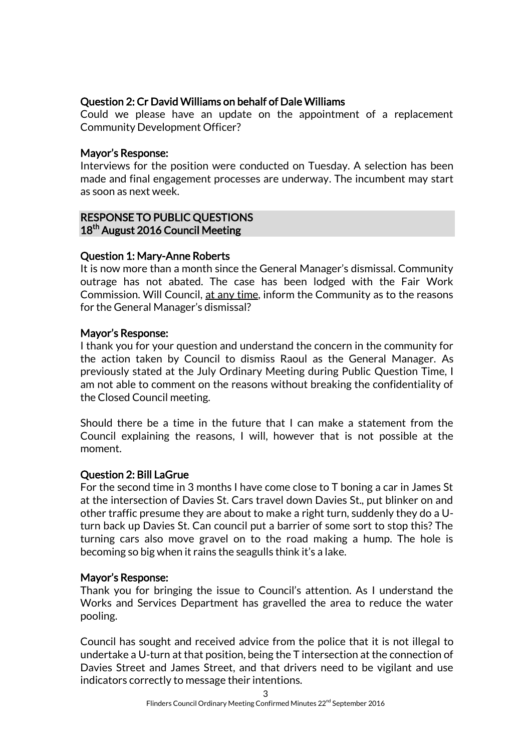**Question 2: Cr David Williams on behalf of Dale Williams**

Could we please have an update on the appointment of a replacement Community Development Officer?

**Mayor's Response:**

Interviews for the position were conducted on Tuesday. A selection has been made and final engagement processes are underway. The incumbent may start as soon as next week.

## RESPONSE TO PUBLIC QUESTIONS 18th August 2016 Council Meeting

**Question 1: Mary-Anne Roberts**

It is now more than a month since the General Manager's dismissal. Community outrage has not abated. The case has been lodged with the Fair Work Commission. Will Council, <u>at any time</u>, inform the Community as to the reasons for the General Manager's dismissal?

**Mayor's Response:**

I thank you for your question and understand the concern in the community for the action taken by Council to dismiss Raoul as the General Manager. As previously stated at the July Ordinary Meeting during Public Question Time, I am not able to comment on the reasons without breaking the confidentiality of the Closed Council meeting.

Should there be a time in the future that I can make a statement from the Council explaining the reasons, I will, however that is not possible at the moment.

**Question 2: Bill LaGrue**

For the second time in 3 months I have come close to T boning a car in James St at the intersection of Davies St. Cars travel down Davies St., put blinker on and other traffic presume they are about to make a right turn, suddenly they do a U-turn back up Davies St. Can council put a barrier of some sort to stop this? The turning cars also move gravel on to the road making a hump. The hole is becoming so big when it rains the seagulls think it's a lake.

**Mayor's Response:**

Thank you for bringing the issue to Council's attention. As I understand the Works and Services Department has gravelled the area to reduce the water pooling.

Council has sought and received advice from the police that it is not illegal to undertake a U-turn at that position, being the T intersection at the connection of Davies Street and James Street, and that drivers need to be vigilant and use indicators correctly to message their intentions.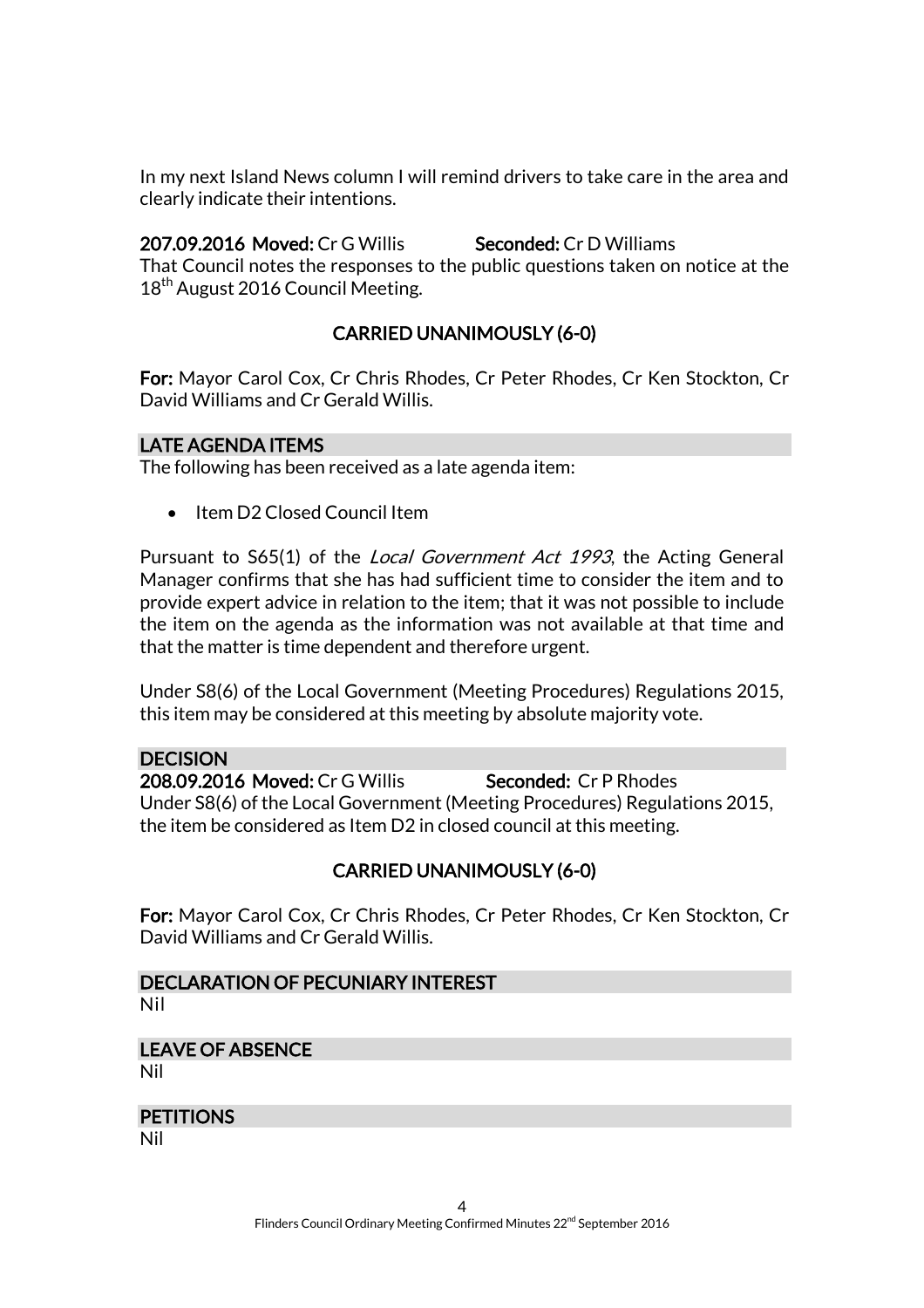In my next Island News column I will remind drivers to take care in the area and clearly indicate their intentions.

**207.09.2016 Moved:** Cr G Willis **Seconded:** Cr D Williams

That Council notes the responses to the public questions taken on notice at the 18th August 2016 Council Meeting.

**CARRIED UNANIMOUSLY (6-0)**

**For:** Mayor Carol Cox, Cr Chris Rhodes, Cr Peter Rhodes, Cr Ken Stockton, Cr David Williams and Cr Gerald Willis.

## LATE AGENDA ITEMS

The following has been received as a late agenda item:

- Item D2 Closed Council Item

Pursuant to S65(1) of the *Local Government Act 1993*, the Acting General Manager confirms that she has had sufficient time to consider the item and to provide expert advice in relation to the item; that it was not possible to include the item on the agenda as the information was not available at that time and that the matter is time dependent and therefore urgent.

Under S8(6) of the Local Government (Meeting Procedures) Regulations 2015, this item may be considered at this meeting by absolute majority vote.

## DECISION

**208.09.2016 Moved:** Cr G Willis **Seconded:** Cr P Rhodes

Under S8(6) of the Local Government (Meeting Procedures) Regulations 2015, the item be considered as Item D2 in closed council at this meeting.

**CARRIED UNANIMOUSLY (6-0)**

**For:** Mayor Carol Cox, Cr Chris Rhodes, Cr Peter Rhodes, Cr Ken Stockton, Cr David Williams and Cr Gerald Willis.

## DECLARATION OF PECUNIARY INTEREST

Nil

## LEAVE OF ABSENCE

Nil

## PETITIONS

Nil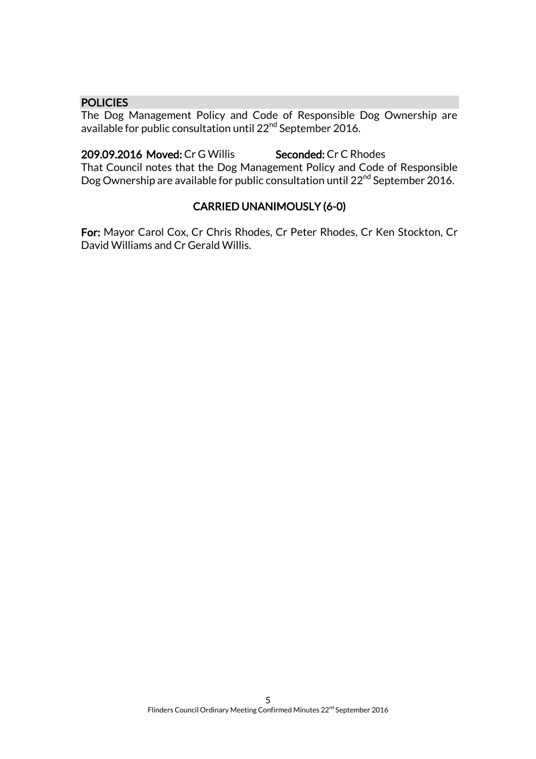## POLICIES

The Dog Management Policy and Code of Responsible Dog Ownership are available for public consultation until 22nd September 2016.

**209.09.2016 Moved:** Cr G Willis **Seconded:** Cr C Rhodes

That Council notes that the Dog Management Policy and Code of Responsible Dog Ownership are available for public consultation until 22nd September 2016.

**CARRIED UNANIMOUSLY (6-0)**

**For:** Mayor Carol Cox, Cr Chris Rhodes, Cr Peter Rhodes, Cr Ken Stockton, Cr David Williams and Cr Gerald Willis.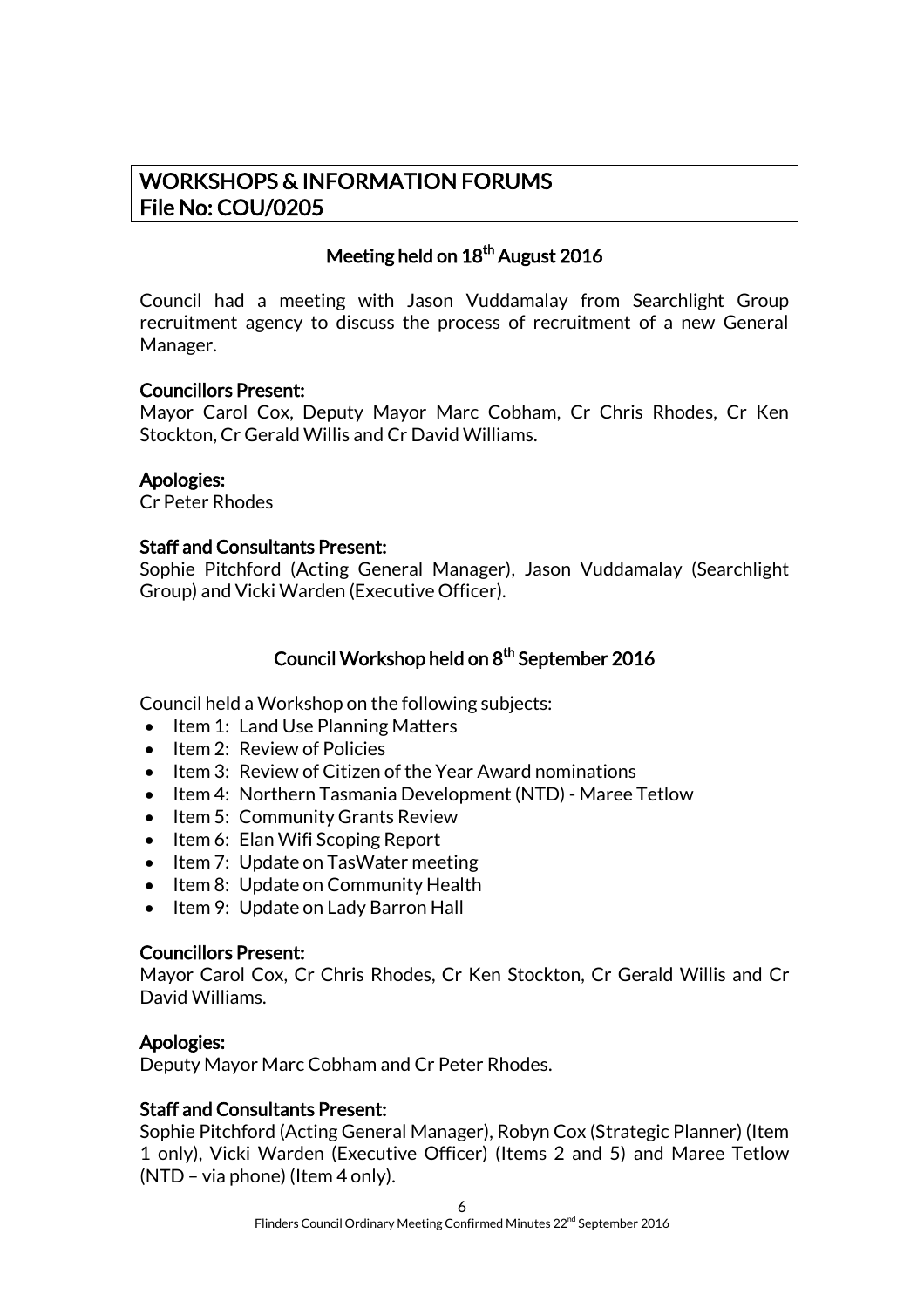# WORKSHOPS & INFORMATION FORUMS
# File No: COU/0205

## Meeting held on 18th August 2016

Council had a meeting with Jason Vuddamalay from Searchlight Group recruitment agency to discuss the process of recruitment of a new General Manager.

**Councillors Present:**
Mayor Carol Cox, Deputy Mayor Marc Cobham, Cr Chris Rhodes, Cr Ken Stockton, Cr Gerald Willis and Cr David Williams.

**Apologies:**
Cr Peter Rhodes

**Staff and Consultants Present:**
Sophie Pitchford (Acting General Manager), Jason Vuddamalay (Searchlight Group) and Vicki Warden (Executive Officer).

## Council Workshop held on 8th September 2016

Council held a Workshop on the following subjects:

- Item 1: Land Use Planning Matters
- Item 2: Review of Policies
- Item 3: Review of Citizen of the Year Award nominations
- Item 4: Northern Tasmania Development (NTD) - Maree Tetlow
- Item 5: Community Grants Review
- Item 6: Elan Wifi Scoping Report
- Item 7: Update on TasWater meeting
- Item 8: Update on Community Health
- Item 9: Update on Lady Barron Hall

**Councillors Present:**
Mayor Carol Cox, Cr Chris Rhodes, Cr Ken Stockton, Cr Gerald Willis and Cr David Williams.

**Apologies:**
Deputy Mayor Marc Cobham and Cr Peter Rhodes.

**Staff and Consultants Present:**
Sophie Pitchford (Acting General Manager), Robyn Cox (Strategic Planner) (Item 1 only), Vicki Warden (Executive Officer) (Items 2 and 5) and Maree Tetlow (NTD – via phone) (Item 4 only).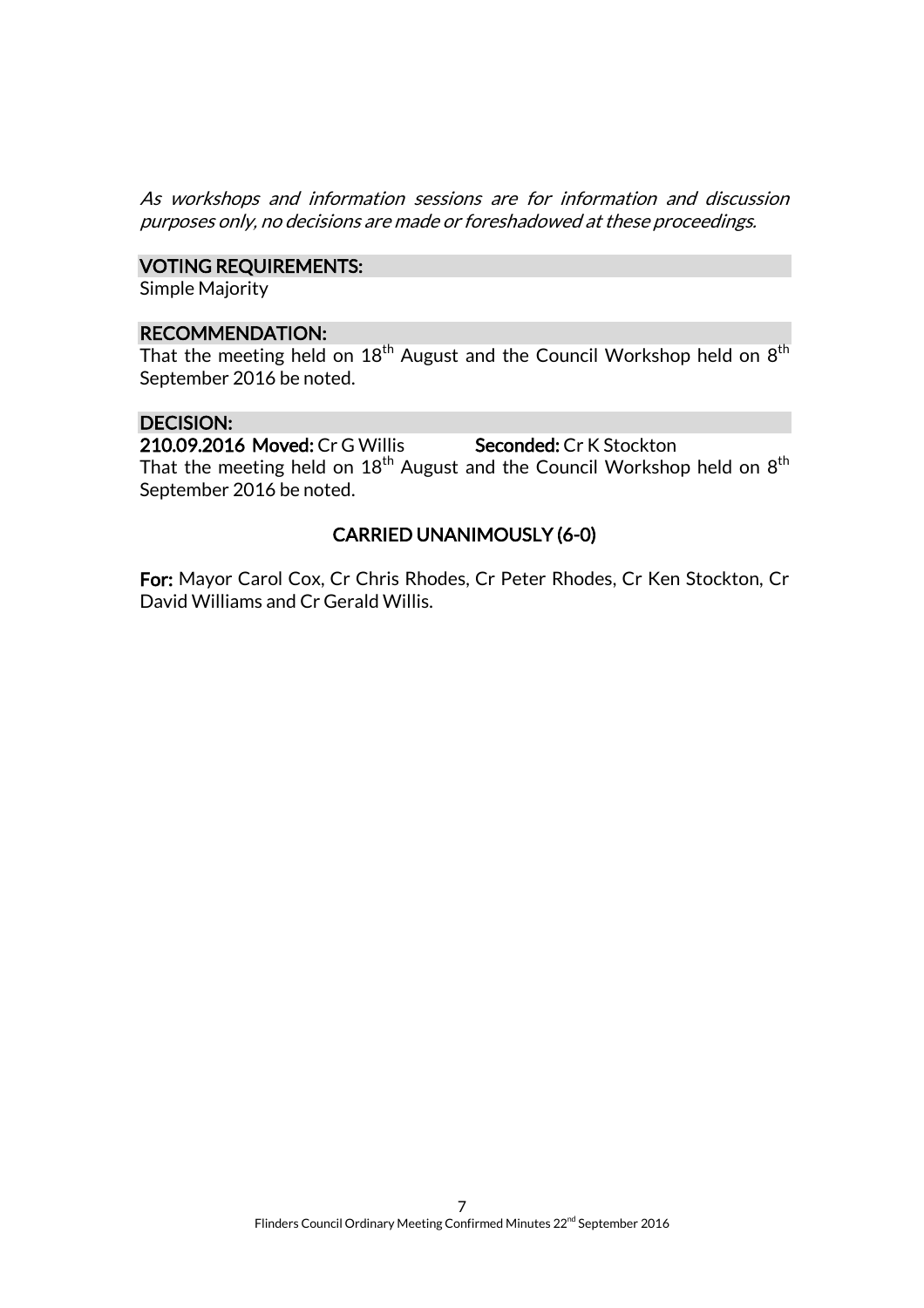*As workshops and information sessions are for information and discussion purposes only, no decisions are made or foreshadowed at these proceedings.*

**VOTING REQUIREMENTS:**

Simple Majority

**RECOMMENDATION:**

That the meeting held on 18th August and the Council Workshop held on 8th September 2016 be noted.

**DECISION:**

**210.09.2016 Moved:** Cr G Willis **Seconded:** Cr K Stockton

That the meeting held on 18th August and the Council Workshop held on 8th September 2016 be noted.

**CARRIED UNANIMOUSLY (6-0)**

**For:** Mayor Carol Cox, Cr Chris Rhodes, Cr Peter Rhodes, Cr Ken Stockton, Cr David Williams and Cr Gerald Willis.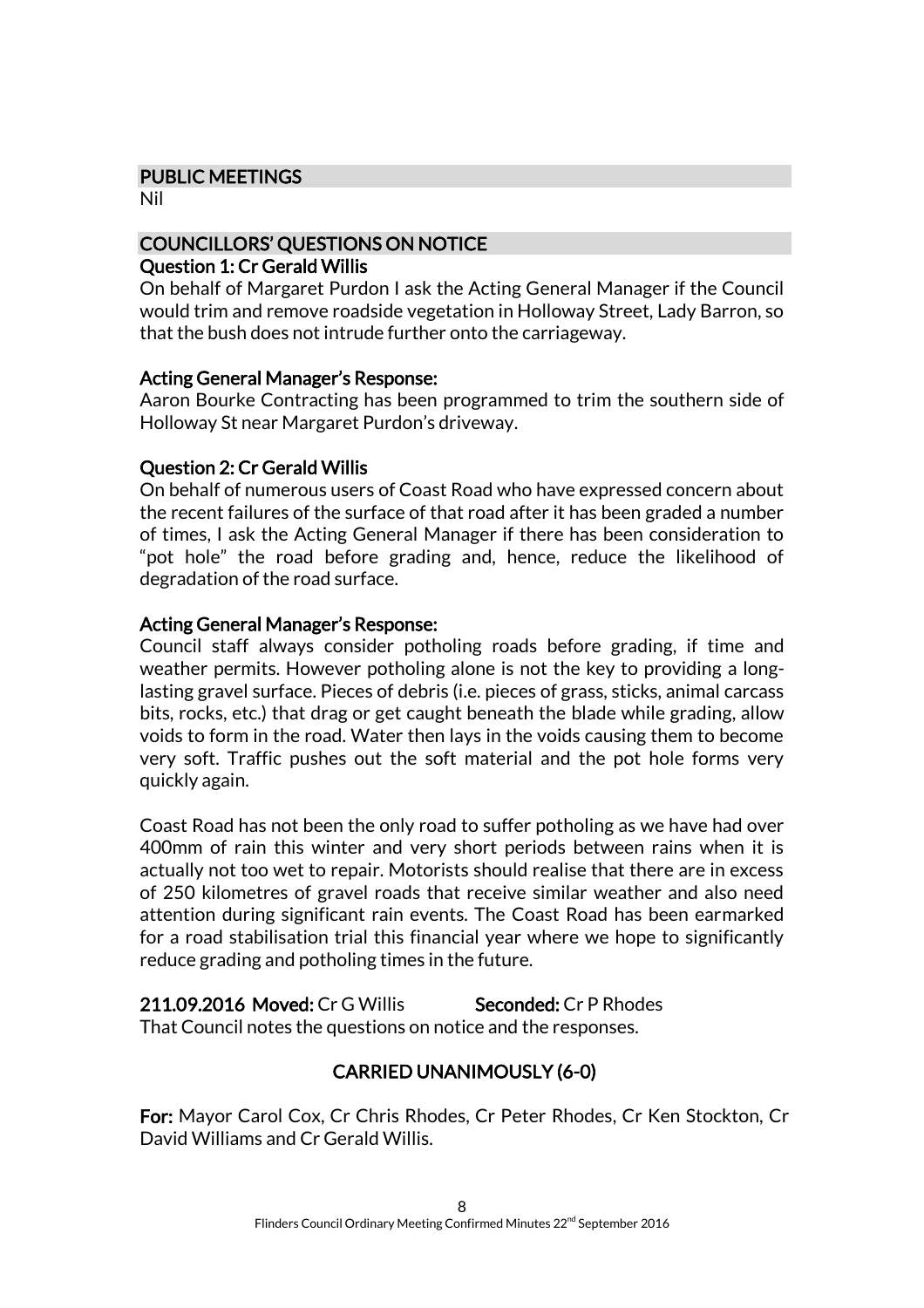## PUBLIC MEETINGS

Nil

## COUNCILLORS' QUESTIONS ON NOTICE

**Question 1: Cr Gerald Willis**

On behalf of Margaret Purdon I ask the Acting General Manager if the Council would trim and remove roadside vegetation in Holloway Street, Lady Barron, so that the bush does not intrude further onto the carriageway.

**Acting General Manager's Response:**

Aaron Bourke Contracting has been programmed to trim the southern side of Holloway St near Margaret Purdon's driveway.

**Question 2: Cr Gerald Willis**

On behalf of numerous users of Coast Road who have expressed concern about the recent failures of the surface of that road after it has been graded a number of times, I ask the Acting General Manager if there has been consideration to "pot hole" the road before grading and, hence, reduce the likelihood of degradation of the road surface.

**Acting General Manager's Response:**

Council staff always consider potholing roads before grading, if time and weather permits. However potholing alone is not the key to providing a long-lasting gravel surface. Pieces of debris (i.e. pieces of grass, sticks, animal carcass bits, rocks, etc.) that drag or get caught beneath the blade while grading, allow voids to form in the road. Water then lays in the voids causing them to become very soft. Traffic pushes out the soft material and the pot hole forms very quickly again.

Coast Road has not been the only road to suffer potholing as we have had over 400mm of rain this winter and very short periods between rains when it is actually not too wet to repair. Motorists should realise that there are in excess of 250 kilometres of gravel roads that receive similar weather and also need attention during significant rain events. The Coast Road has been earmarked for a road stabilisation trial this financial year where we hope to significantly reduce grading and potholing times in the future.

**211.09.2016 Moved:** Cr G Willis **Seconded:** Cr P Rhodes

That Council notes the questions on notice and the responses.

**CARRIED UNANIMOUSLY (6-0)**

**For:** Mayor Carol Cox, Cr Chris Rhodes, Cr Peter Rhodes, Cr Ken Stockton, Cr David Williams and Cr Gerald Willis.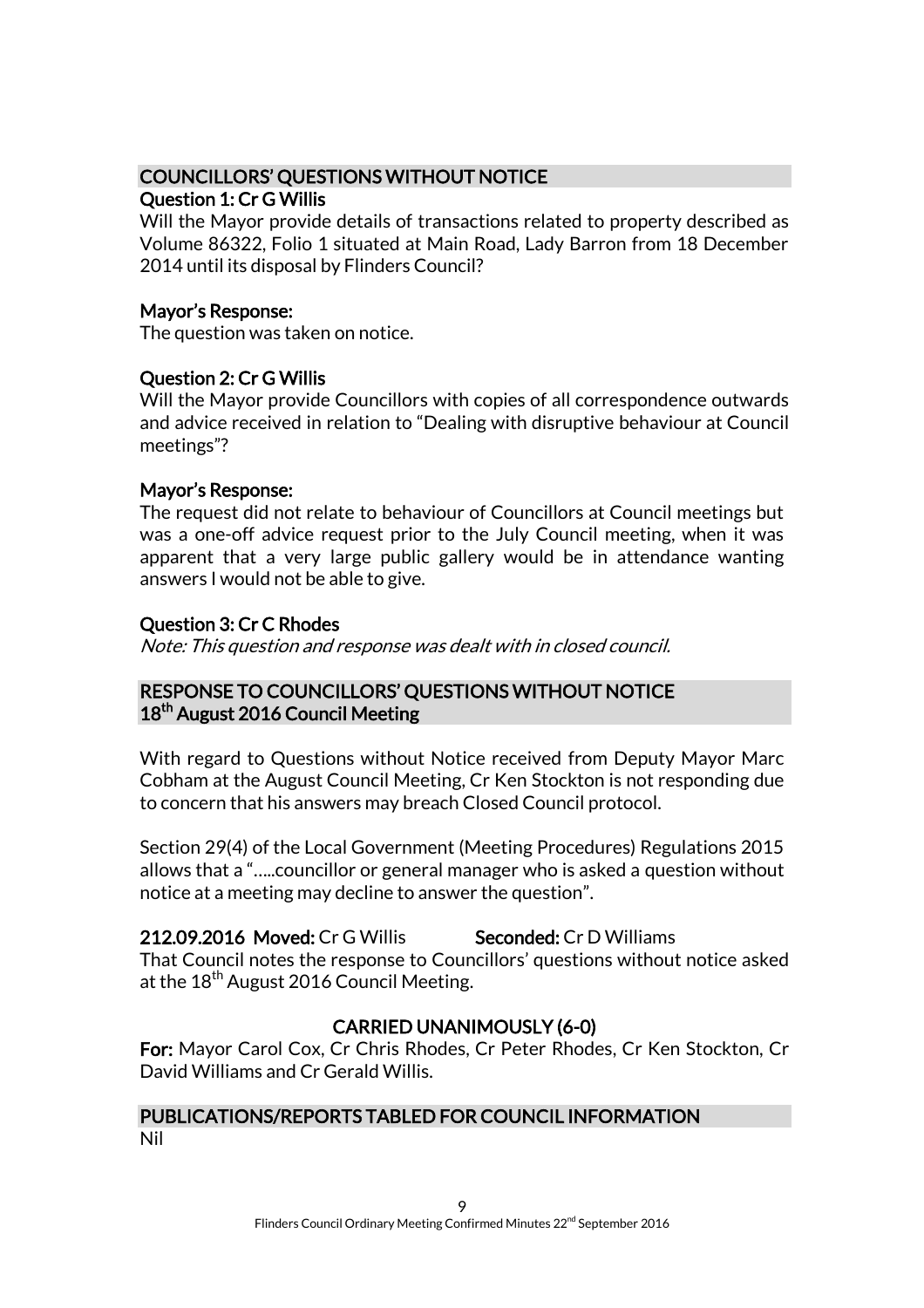## COUNCILLORS' QUESTIONS WITHOUT NOTICE

**Question 1: Cr G Willis**

Will the Mayor provide details of transactions related to property described as Volume 86322, Folio 1 situated at Main Road, Lady Barron from 18 December 2014 until its disposal by Flinders Council?

**Mayor's Response:**

The question was taken on notice.

**Question 2: Cr G Willis**

Will the Mayor provide Councillors with copies of all correspondence outwards and advice received in relation to "Dealing with disruptive behaviour at Council meetings"?

**Mayor's Response:**

The request did not relate to behaviour of Councillors at Council meetings but was a one-off advice request prior to the July Council meeting, when it was apparent that a very large public gallery would be in attendance wanting answers I would not be able to give.

**Question 3: Cr C Rhodes**

*Note: This question and response was dealt with in closed council.*

## RESPONSE TO COUNCILLORS' QUESTIONS WITHOUT NOTICE 18th August 2016 Council Meeting

With regard to Questions without Notice received from Deputy Mayor Marc Cobham at the August Council Meeting, Cr Ken Stockton is not responding due to concern that his answers may breach Closed Council protocol.

Section 29(4) of the Local Government (Meeting Procedures) Regulations 2015 allows that a "…..councillor or general manager who is asked a question without notice at a meeting may decline to answer the question".

**212.09.2016 Moved:** Cr G Willis **Seconded:** Cr D Williams

That Council notes the response to Councillors' questions without notice asked at the 18th August 2016 Council Meeting.

**CARRIED UNANIMOUSLY (6-0)**

**For:** Mayor Carol Cox, Cr Chris Rhodes, Cr Peter Rhodes, Cr Ken Stockton, Cr David Williams and Cr Gerald Willis.

## PUBLICATIONS/REPORTS TABLED FOR COUNCIL INFORMATION

Nil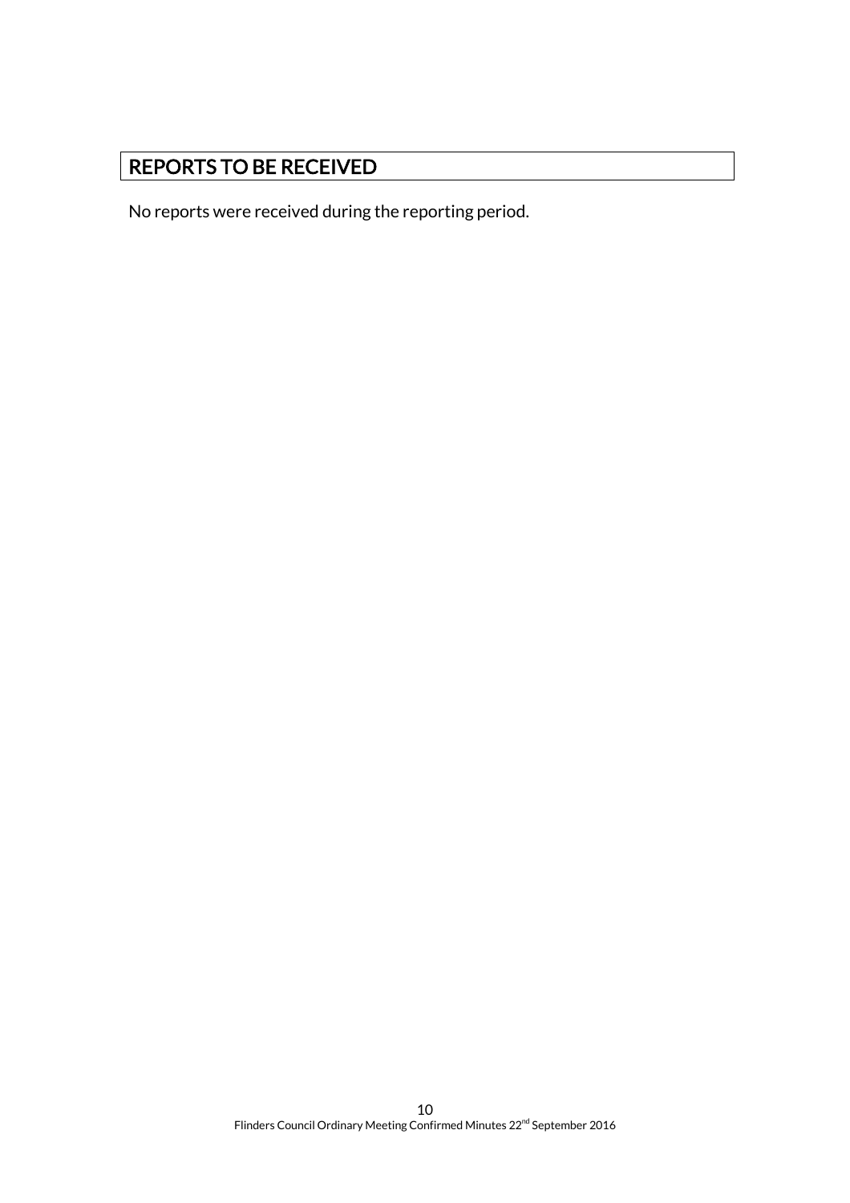# REPORTS TO BE RECEIVED

No reports were received during the reporting period.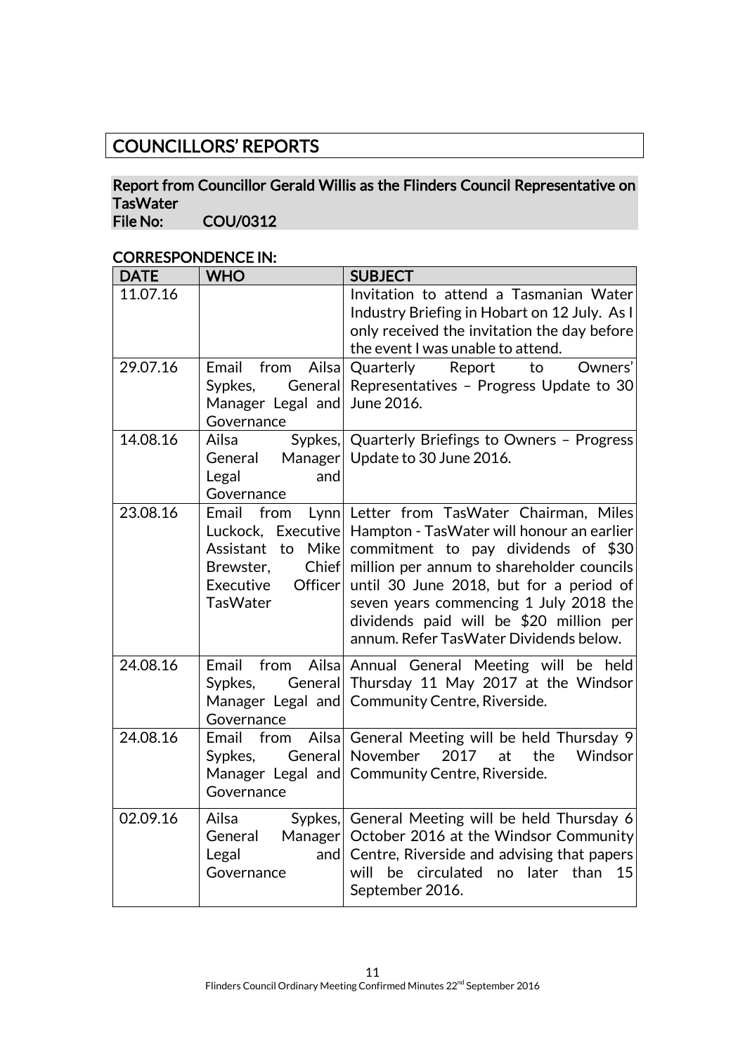# COUNCILLORS' REPORTS

## Report from Councillor Gerald Willis as the Flinders Council Representative on TasWater

**File No: COU/0312**

### CORRESPONDENCE IN:

| DATE | WHO | SUBJECT |
|---|---|---|
| 11.07.16 | | Invitation to attend a Tasmanian Water Industry Briefing in Hobart on 12 July. As I only received the invitation the day before the event I was unable to attend. |
| 29.07.16 | Email from Ailsa Sypkes, General Manager Legal and Governance | Quarterly Report to Owners' Representatives – Progress Update to 30 June 2016. |
| 14.08.16 | Ailsa Sypkes, General Manager Legal and Governance | Quarterly Briefings to Owners – Progress Update to 30 June 2016. |
| 23.08.16 | Email from Lynn Luckock, Executive Assistant to Mike Brewster, Chief Executive Officer TasWater | Letter from TasWater Chairman, Miles Hampton - TasWater will honour an earlier commitment to pay dividends of $30 million per annum to shareholder councils until 30 June 2018, but for a period of seven years commencing 1 July 2018 the dividends paid will be $20 million per annum. Refer TasWater Dividends below. |
| 24.08.16 | Email from Ailsa Sypkes, General Manager Legal and Governance | Annual General Meeting will be held Thursday 11 May 2017 at the Windsor Community Centre, Riverside. |
| 24.08.16 | Email from Ailsa Sypkes, General Manager Legal and Governance | General Meeting will be held Thursday 9 November 2017 at the Windsor Community Centre, Riverside. |
| 02.09.16 | Ailsa Sypkes, General Manager Legal and Governance | General Meeting will be held Thursday 6 October 2016 at the Windsor Community Centre, Riverside and advising that papers will be circulated no later than 15 September 2016. |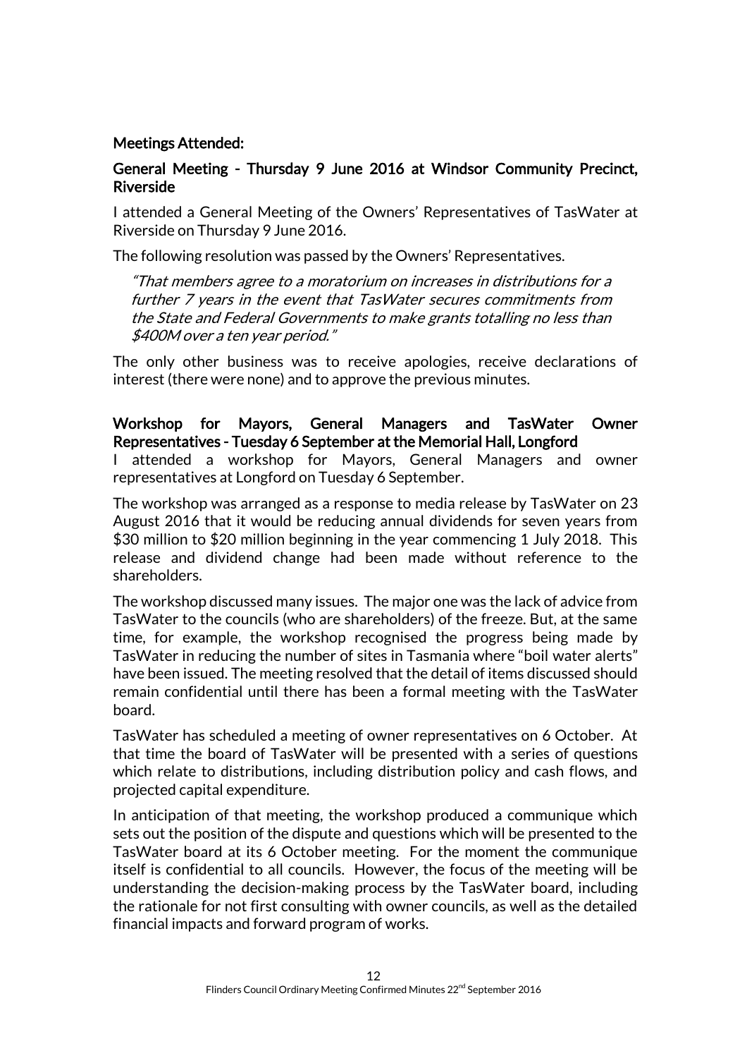**Meetings Attended:**

**General Meeting - Thursday 9 June 2016 at Windsor Community Precinct, Riverside**

I attended a General Meeting of the Owners' Representatives of TasWater at Riverside on Thursday 9 June 2016.

The following resolution was passed by the Owners' Representatives.

> *"That members agree to a moratorium on increases in distributions for a further 7 years in the event that TasWater secures commitments from the State and Federal Governments to make grants totalling no less than $400M over a ten year period."*

The only other business was to receive apologies, receive declarations of interest (there were none) and to approve the previous minutes.

**Workshop for Mayors, General Managers and TasWater Owner Representatives - Tuesday 6 September at the Memorial Hall, Longford**

I attended a workshop for Mayors, General Managers and owner representatives at Longford on Tuesday 6 September.

The workshop was arranged as a response to media release by TasWater on 23 August 2016 that it would be reducing annual dividends for seven years from $30 million to $20 million beginning in the year commencing 1 July 2018. This release and dividend change had been made without reference to the shareholders.

The workshop discussed many issues. The major one was the lack of advice from TasWater to the councils (who are shareholders) of the freeze. But, at the same time, for example, the workshop recognised the progress being made by TasWater in reducing the number of sites in Tasmania where "boil water alerts" have been issued. The meeting resolved that the detail of items discussed should remain confidential until there has been a formal meeting with the TasWater board.

TasWater has scheduled a meeting of owner representatives on 6 October. At that time the board of TasWater will be presented with a series of questions which relate to distributions, including distribution policy and cash flows, and projected capital expenditure.

In anticipation of that meeting, the workshop produced a communique which sets out the position of the dispute and questions which will be presented to the TasWater board at its 6 October meeting. For the moment the communique itself is confidential to all councils. However, the focus of the meeting will be understanding the decision-making process by the TasWater board, including the rationale for not first consulting with owner councils, as well as the detailed financial impacts and forward program of works.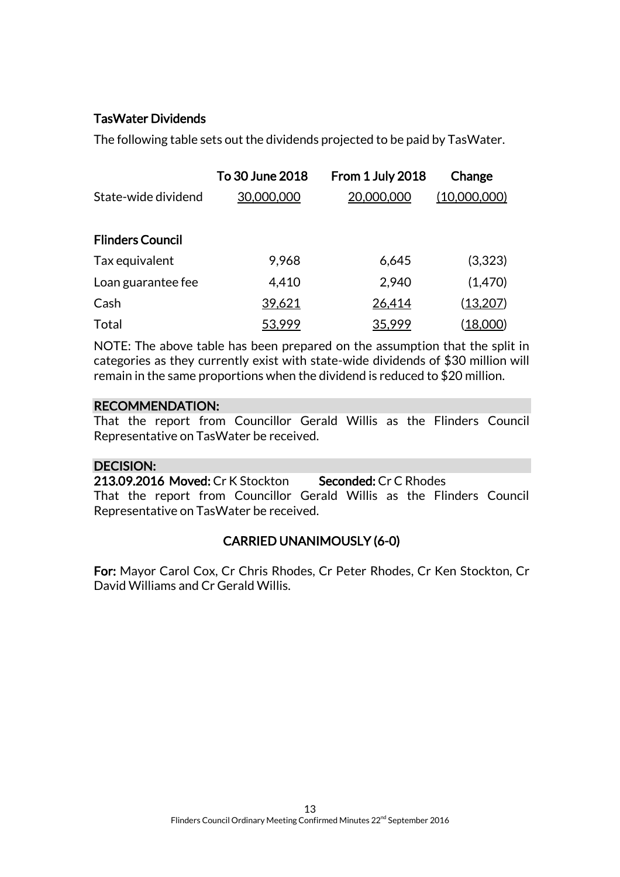**TasWater Dividends**

The following table sets out the dividends projected to be paid by TasWater.

| | To 30 June 2018 | From 1 July 2018 | Change |
|---|---|---|---|
| State-wide dividend | 30,000,000 | 20,000,000 | (10,000,000) |
| | | | |
| **Flinders Council** | | | |
| Tax equivalent | 9,968 | 6,645 | (3,323) |
| Loan guarantee fee | 4,410 | 2,940 | (1,470) |
| Cash | 39,621 | 26,414 | (13,207) |
| Total | 53,999 | 35,999 | (18,000) |

NOTE: The above table has been prepared on the assumption that the split in categories as they currently exist with state-wide dividends of $30 million will remain in the same proportions when the dividend is reduced to $20 million.

**RECOMMENDATION:**

That the report from Councillor Gerald Willis as the Flinders Council Representative on TasWater be received.

**DECISION:**

**213.09.2016 Moved:** Cr K Stockton **Seconded:** Cr C Rhodes

That the report from Councillor Gerald Willis as the Flinders Council Representative on TasWater be received.

**CARRIED UNANIMOUSLY (6-0)**

**For:** Mayor Carol Cox, Cr Chris Rhodes, Cr Peter Rhodes, Cr Ken Stockton, Cr David Williams and Cr Gerald Willis.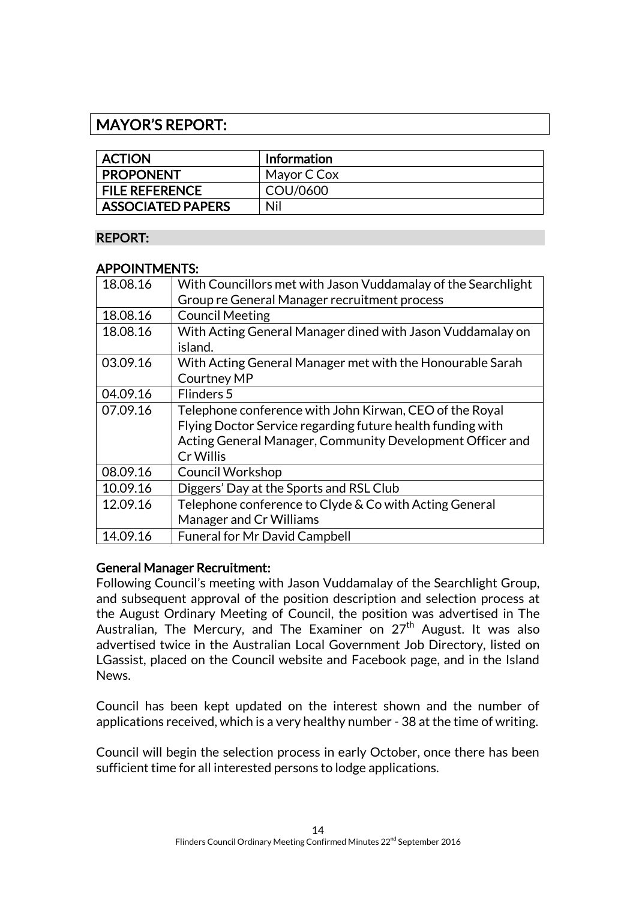## MAYOR'S REPORT:

| ACTION | Information |
|---|---|
| PROPONENT | Mayor C Cox |
| FILE REFERENCE | COU/0600 |
| ASSOCIATED PAPERS | Nil |

### REPORT:

### APPOINTMENTS:

| | |
|---|---|
| 18.08.16 | With Councillors met with Jason Vuddamalay of the Searchlight Group re General Manager recruitment process |
| 18.08.16 | Council Meeting |
| 18.08.16 | With Acting General Manager dined with Jason Vuddamalay on island. |
| 03.09.16 | With Acting General Manager met with the Honourable Sarah Courtney MP |
| 04.09.16 | Flinders 5 |
| 07.09.16 | Telephone conference with John Kirwan, CEO of the Royal Flying Doctor Service regarding future health funding with Acting General Manager, Community Development Officer and Cr Willis |
| 08.09.16 | Council Workshop |
| 10.09.16 | Diggers' Day at the Sports and RSL Club |
| 12.09.16 | Telephone conference to Clyde & Co with Acting General Manager and Cr Williams |
| 14.09.16 | Funeral for Mr David Campbell |

**General Manager Recruitment:**

Following Council's meeting with Jason Vuddamalay of the Searchlight Group, and subsequent approval of the position description and selection process at the August Ordinary Meeting of Council, the position was advertised in The Australian, The Mercury, and The Examiner on 27th August. It was also advertised twice in the Australian Local Government Job Directory, listed on LGassist, placed on the Council website and Facebook page, and in the Island News.

Council has been kept updated on the interest shown and the number of applications received, which is a very healthy number - 38 at the time of writing.

Council will begin the selection process in early October, once there has been sufficient time for all interested persons to lodge applications.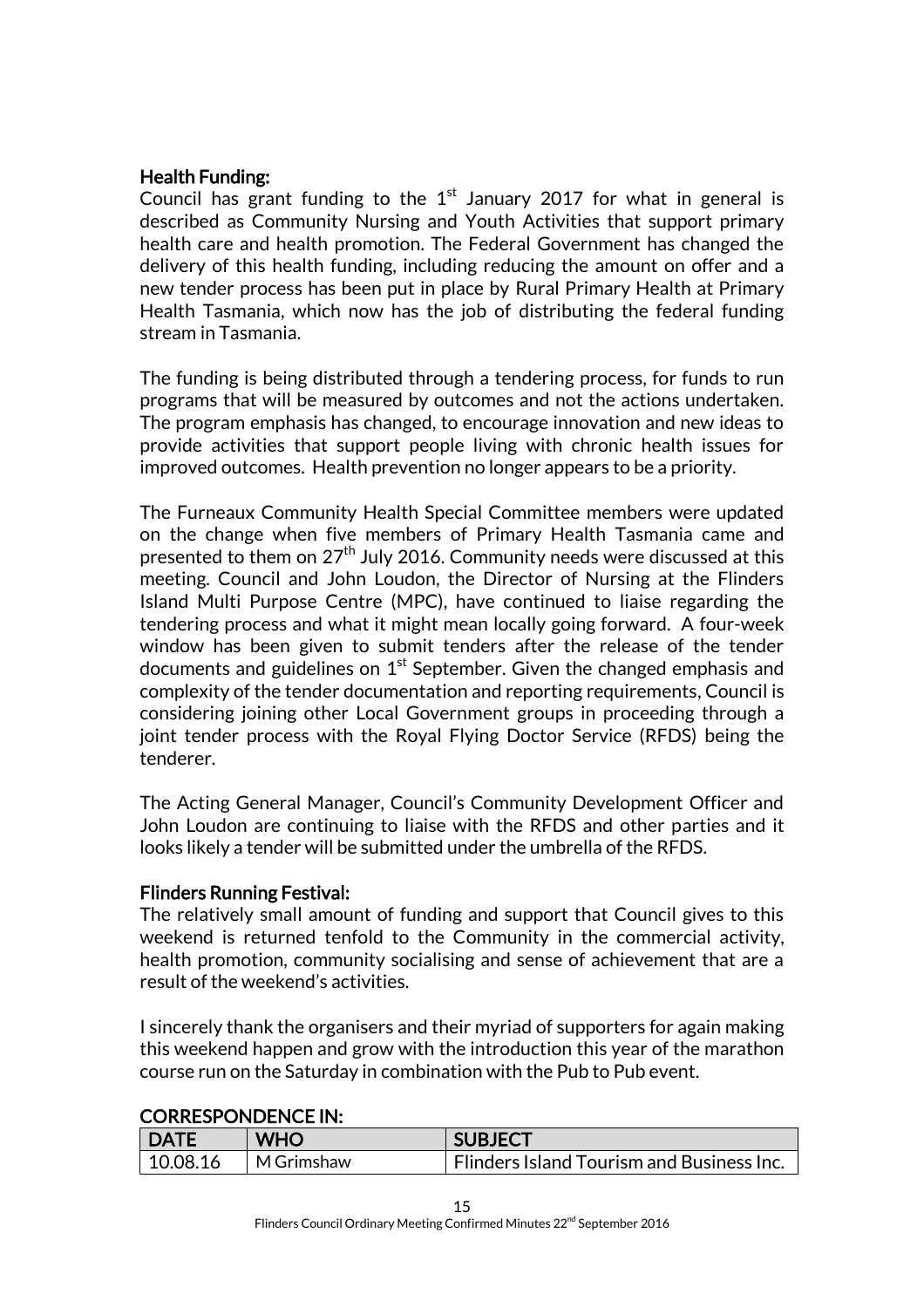**Health Funding:**

Council has grant funding to the 1st January 2017 for what in general is described as Community Nursing and Youth Activities that support primary health care and health promotion. The Federal Government has changed the delivery of this health funding, including reducing the amount on offer and a new tender process has been put in place by Rural Primary Health at Primary Health Tasmania, which now has the job of distributing the federal funding stream in Tasmania.

The funding is being distributed through a tendering process, for funds to run programs that will be measured by outcomes and not the actions undertaken. The program emphasis has changed, to encourage innovation and new ideas to provide activities that support people living with chronic health issues for improved outcomes. Health prevention no longer appears to be a priority.

The Furneaux Community Health Special Committee members were updated on the change when five members of Primary Health Tasmania came and presented to them on 27th July 2016. Community needs were discussed at this meeting. Council and John Loudon, the Director of Nursing at the Flinders Island Multi Purpose Centre (MPC), have continued to liaise regarding the tendering process and what it might mean locally going forward. A four-week window has been given to submit tenders after the release of the tender documents and guidelines on 1st September. Given the changed emphasis and complexity of the tender documentation and reporting requirements, Council is considering joining other Local Government groups in proceeding through a joint tender process with the Royal Flying Doctor Service (RFDS) being the tenderer.

The Acting General Manager, Council's Community Development Officer and John Loudon are continuing to liaise with the RFDS and other parties and it looks likely a tender will be submitted under the umbrella of the RFDS.

**Flinders Running Festival:**

The relatively small amount of funding and support that Council gives to this weekend is returned tenfold to the Community in the commercial activity, health promotion, community socialising and sense of achievement that are a result of the weekend's activities.

I sincerely thank the organisers and their myriad of supporters for again making this weekend happen and grow with the introduction this year of the marathon course run on the Saturday in combination with the Pub to Pub event.

**CORRESPONDENCE IN:**

| DATE | WHO | SUBJECT |
|---|---|---|
| 10.08.16 | M Grimshaw | Flinders Island Tourism and Business Inc. |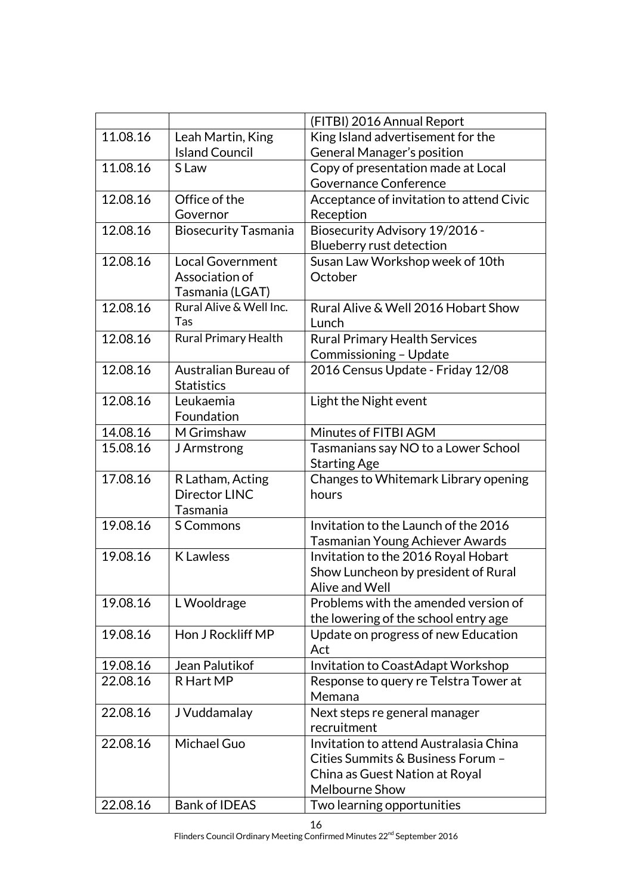| | | |
|---|---|---|
| | | (FITBI) 2016 Annual Report |
| 11.08.16 | Leah Martin, King Island Council | King Island advertisement for the General Manager's position |
| 11.08.16 | S Law | Copy of presentation made at Local Governance Conference |
| 12.08.16 | Office of the Governor | Acceptance of invitation to attend Civic Reception |
| 12.08.16 | Biosecurity Tasmania | Biosecurity Advisory 19/2016 - Blueberry rust detection |
| 12.08.16 | Local Government Association of Tasmania (LGAT) | Susan Law Workshop week of 10th October |
| 12.08.16 | Rural Alive & Well Inc. Tas | Rural Alive & Well 2016 Hobart Show Lunch |
| 12.08.16 | Rural Primary Health | Rural Primary Health Services Commissioning – Update |
| 12.08.16 | Australian Bureau of Statistics | 2016 Census Update - Friday 12/08 |
| 12.08.16 | Leukaemia Foundation | Light the Night event |
| 14.08.16 | M Grimshaw | Minutes of FITBI AGM |
| 15.08.16 | J Armstrong | Tasmanians say NO to a Lower School Starting Age |
| 17.08.16 | R Latham, Acting Director LINC Tasmania | Changes to Whitemark Library opening hours |
| 19.08.16 | S Commons | Invitation to the Launch of the 2016 Tasmanian Young Achiever Awards |
| 19.08.16 | K Lawless | Invitation to the 2016 Royal Hobart Show Luncheon by president of Rural Alive and Well |
| 19.08.16 | L Wooldrage | Problems with the amended version of the lowering of the school entry age |
| 19.08.16 | Hon J Rockliff MP | Update on progress of new Education Act |
| 19.08.16 | Jean Palutikof | Invitation to CoastAdapt Workshop |
| 22.08.16 | R Hart MP | Response to query re Telstra Tower at Memana |
| 22.08.16 | J Vuddamalay | Next steps re general manager recruitment |
| 22.08.16 | Michael Guo | Invitation to attend Australasia China Cities Summits & Business Forum – China as Guest Nation at Royal Melbourne Show |
| 22.08.16 | Bank of IDEAS | Two learning opportunities |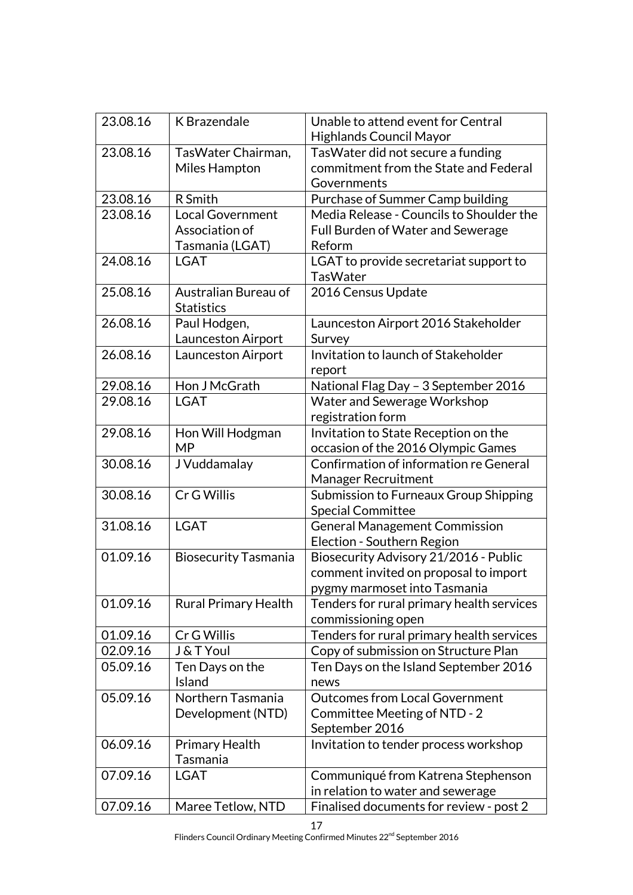| 23.08.16 | K Brazendale | Unable to attend event for Central Highlands Council Mayor |
|---|---|---|
| 23.08.16 | TasWater Chairman, Miles Hampton | TasWater did not secure a funding commitment from the State and Federal Governments |
| 23.08.16 | R Smith | Purchase of Summer Camp building |
| 23.08.16 | Local Government Association of Tasmania (LGAT) | Media Release - Councils to Shoulder the Full Burden of Water and Sewerage Reform |
| 24.08.16 | LGAT | LGAT to provide secretariat support to TasWater |
| 25.08.16 | Australian Bureau of Statistics | 2016 Census Update |
| 26.08.16 | Paul Hodgen, Launceston Airport | Launceston Airport 2016 Stakeholder Survey |
| 26.08.16 | Launceston Airport | Invitation to launch of Stakeholder report |
| 29.08.16 | Hon J McGrath | National Flag Day – 3 September 2016 |
| 29.08.16 | LGAT | Water and Sewerage Workshop registration form |
| 29.08.16 | Hon Will Hodgman MP | Invitation to State Reception on the occasion of the 2016 Olympic Games |
| 30.08.16 | J Vuddamalay | Confirmation of information re General Manager Recruitment |
| 30.08.16 | Cr G Willis | Submission to Furneaux Group Shipping Special Committee |
| 31.08.16 | LGAT | General Management Commission Election - Southern Region |
| 01.09.16 | Biosecurity Tasmania | Biosecurity Advisory 21/2016 - Public comment invited on proposal to import pygmy marmoset into Tasmania |
| 01.09.16 | Rural Primary Health | Tenders for rural primary health services commissioning open |
| 01.09.16 | Cr G Willis | Tenders for rural primary health services |
| 02.09.16 | J & T Youl | Copy of submission on Structure Plan |
| 05.09.16 | Ten Days on the Island | Ten Days on the Island September 2016 news |
| 05.09.16 | Northern Tasmania Development (NTD) | Outcomes from Local Government Committee Meeting of NTD - 2 September 2016 |
| 06.09.16 | Primary Health Tasmania | Invitation to tender process workshop |
| 07.09.16 | LGAT | Communiqué from Katrena Stephenson in relation to water and sewerage |
| 07.09.16 | Maree Tetlow, NTD | Finalised documents for review - post 2 |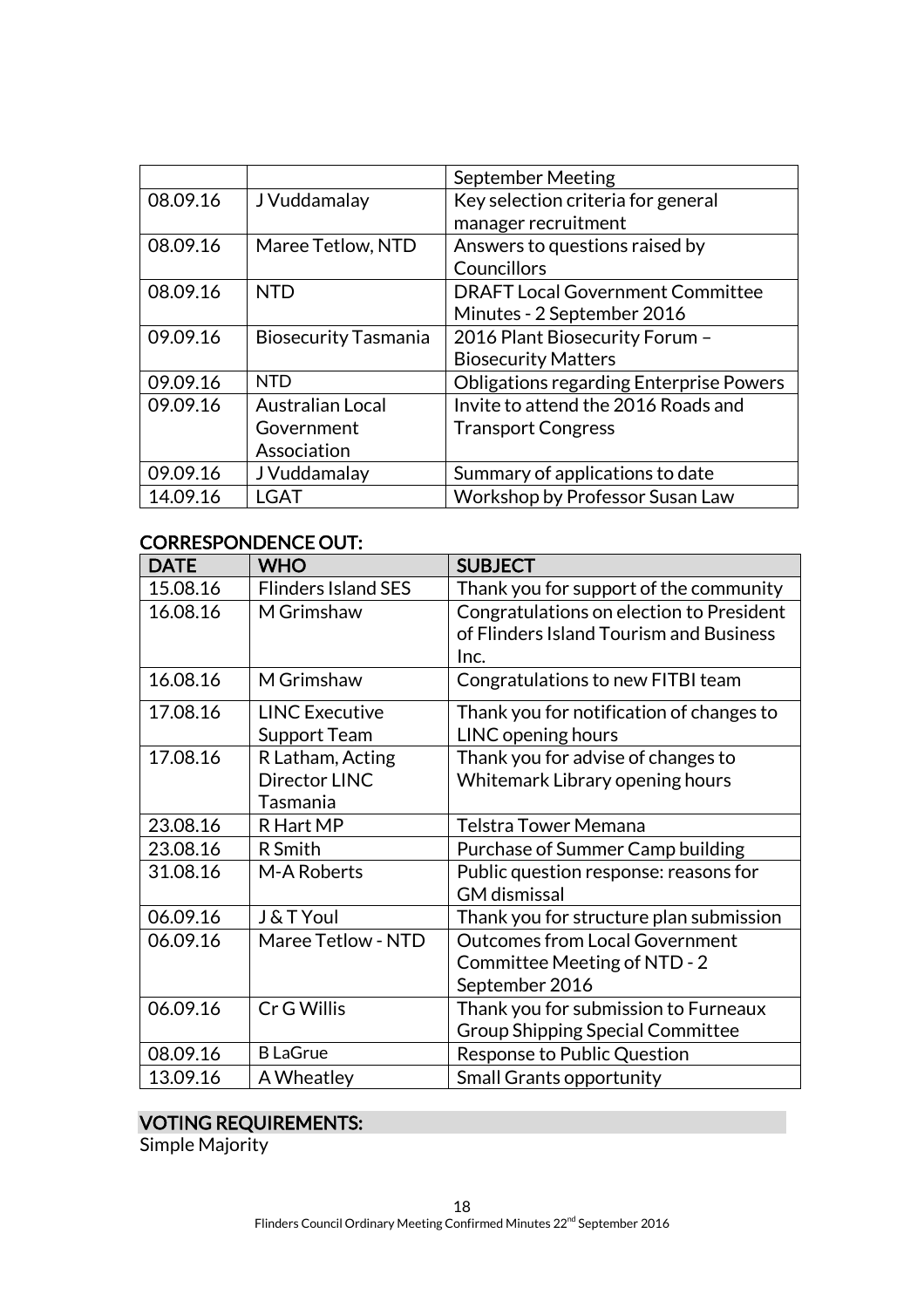| | | September Meeting |
|---|---|---|
| 08.09.16 | J Vuddamalay | Key selection criteria for general manager recruitment |
| 08.09.16 | Maree Tetlow, NTD | Answers to questions raised by Councillors |
| 08.09.16 | NTD | DRAFT Local Government Committee Minutes - 2 September 2016 |
| 09.09.16 | Biosecurity Tasmania | 2016 Plant Biosecurity Forum – Biosecurity Matters |
| 09.09.16 | NTD | Obligations regarding Enterprise Powers |
| 09.09.16 | Australian Local Government Association | Invite to attend the 2016 Roads and Transport Congress |
| 09.09.16 | J Vuddamalay | Summary of applications to date |
| 14.09.16 | LGAT | Workshop by Professor Susan Law |

## CORRESPONDENCE OUT:

| DATE | WHO | SUBJECT |
|---|---|---|
| 15.08.16 | Flinders Island SES | Thank you for support of the community |
| 16.08.16 | M Grimshaw | Congratulations on election to President of Flinders Island Tourism and Business Inc. |
| 16.08.16 | M Grimshaw | Congratulations to new FITBI team |
| 17.08.16 | LINC Executive Support Team | Thank you for notification of changes to LINC opening hours |
| 17.08.16 | R Latham, Acting Director LINC Tasmania | Thank you for advise of changes to Whitemark Library opening hours |
| 23.08.16 | R Hart MP | Telstra Tower Memana |
| 23.08.16 | R Smith | Purchase of Summer Camp building |
| 31.08.16 | M-A Roberts | Public question response: reasons for GM dismissal |
| 06.09.16 | J & T Youl | Thank you for structure plan submission |
| 06.09.16 | Maree Tetlow - NTD | Outcomes from Local Government Committee Meeting of NTD - 2 September 2016 |
| 06.09.16 | Cr G Willis | Thank you for submission to Furneaux Group Shipping Special Committee |
| 08.09.16 | B LaGrue | Response to Public Question |
| 13.09.16 | A Wheatley | Small Grants opportunity |

## VOTING REQUIREMENTS:

Simple Majority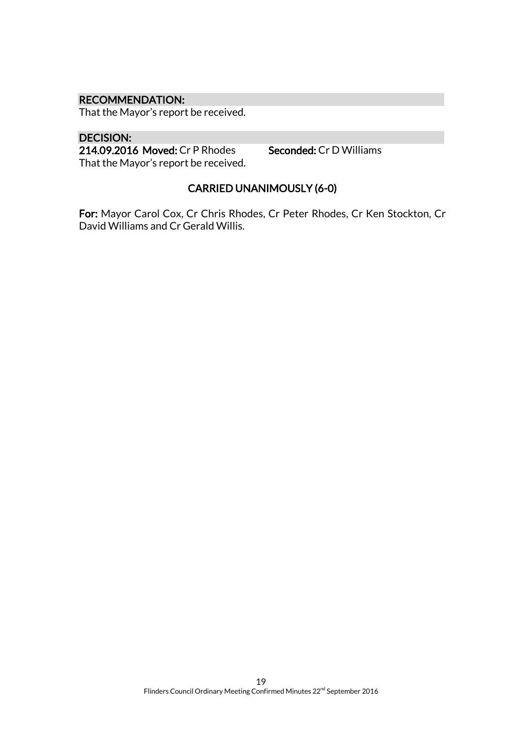**RECOMMENDATION:**

That the Mayor's report be received.

**DECISION:**

**214.09.2016 Moved:** Cr P Rhodes **Seconded:** Cr D Williams

That the Mayor's report be received.

**CARRIED UNANIMOUSLY (6-0)**

**For:** Mayor Carol Cox, Cr Chris Rhodes, Cr Peter Rhodes, Cr Ken Stockton, Cr David Williams and Cr Gerald Willis.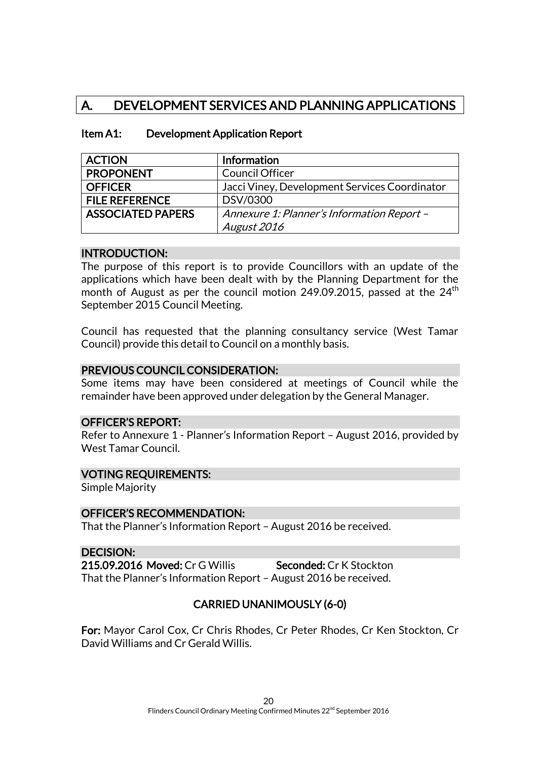# A. DEVELOPMENT SERVICES AND PLANNING APPLICATIONS

## Item A1: Development Application Report

| ACTION | Information |
| --- | --- |
| PROPONENT | Council Officer |
| OFFICER | Jacci Viney, Development Services Coordinator |
| FILE REFERENCE | DSV/0300 |
| ASSOCIATED PAPERS | *Annexure 1: Planner's Information Report – August 2016* |

### INTRODUCTION:

The purpose of this report is to provide Councillors with an update of the applications which have been dealt with by the Planning Department for the month of August as per the council motion 249.09.2015, passed at the 24th September 2015 Council Meeting.

Council has requested that the planning consultancy service (West Tamar Council) provide this detail to Council on a monthly basis.

### PREVIOUS COUNCIL CONSIDERATION:

Some items may have been considered at meetings of Council while the remainder have been approved under delegation by the General Manager.

### OFFICER'S REPORT:

Refer to Annexure 1 - Planner's Information Report – August 2016, provided by West Tamar Council.

### VOTING REQUIREMENTS:

Simple Majority

### OFFICER'S RECOMMENDATION:

That the Planner's Information Report – August 2016 be received.

### DECISION:

**215.09.2016 Moved:** Cr G Willis **Seconded:** Cr K Stockton

That the Planner's Information Report – August 2016 be received.

**CARRIED UNANIMOUSLY (6-0)**

**For:** Mayor Carol Cox, Cr Chris Rhodes, Cr Peter Rhodes, Cr Ken Stockton, Cr David Williams and Cr Gerald Willis.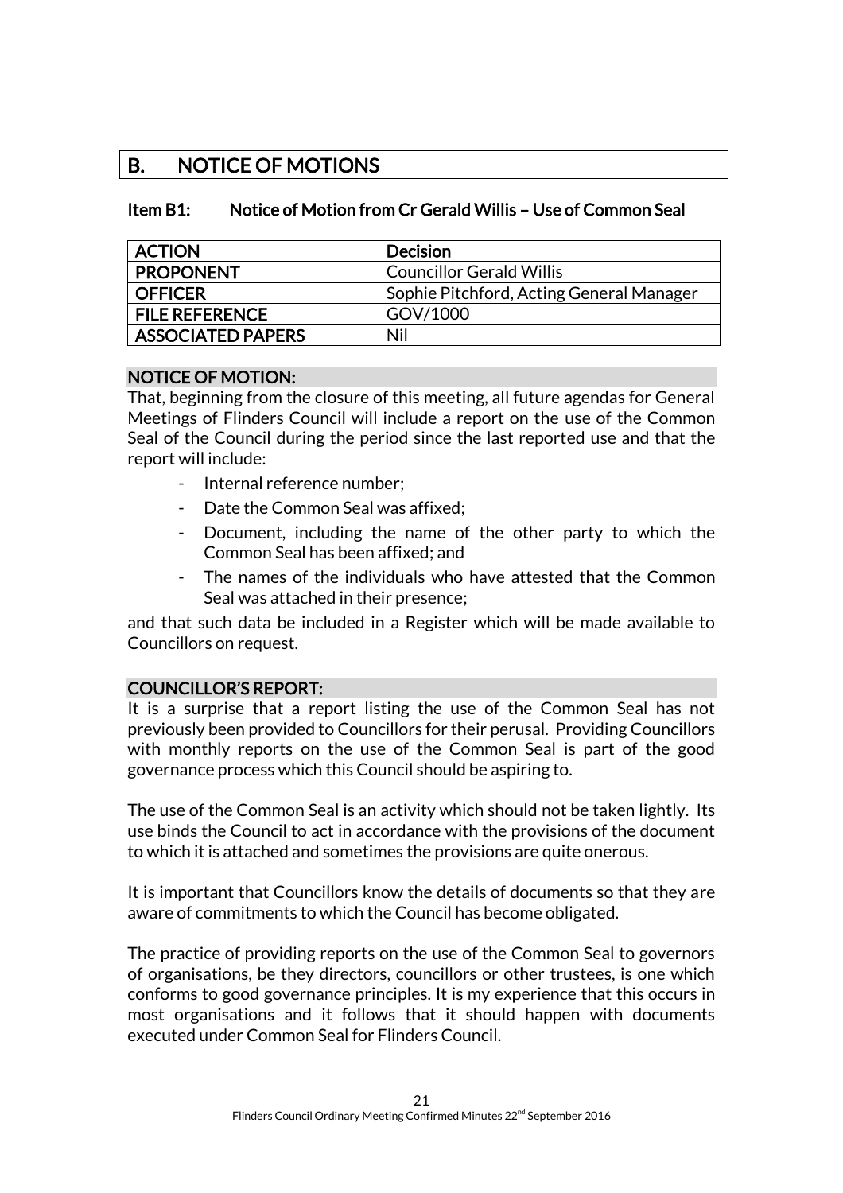## B. NOTICE OF MOTIONS

### Item B1: Notice of Motion from Cr Gerald Willis – Use of Common Seal

| ACTION | Decision |
|---|---|
| PROPONENT | Councillor Gerald Willis |
| OFFICER | Sophie Pitchford, Acting General Manager |
| FILE REFERENCE | GOV/1000 |
| ASSOCIATED PAPERS | Nil |

**NOTICE OF MOTION:**

That, beginning from the closure of this meeting, all future agendas for General Meetings of Flinders Council will include a report on the use of the Common Seal of the Council during the period since the last reported use and that the report will include:

- Internal reference number;
- Date the Common Seal was affixed;
- Document, including the name of the other party to which the Common Seal has been affixed; and
- The names of the individuals who have attested that the Common Seal was attached in their presence;

and that such data be included in a Register which will be made available to Councillors on request.

**COUNCILLOR'S REPORT:**

It is a surprise that a report listing the use of the Common Seal has not previously been provided to Councillors for their perusal. Providing Councillors with monthly reports on the use of the Common Seal is part of the good governance process which this Council should be aspiring to.

The use of the Common Seal is an activity which should not be taken lightly. Its use binds the Council to act in accordance with the provisions of the document to which it is attached and sometimes the provisions are quite onerous.

It is important that Councillors know the details of documents so that they are aware of commitments to which the Council has become obligated.

The practice of providing reports on the use of the Common Seal to governors of organisations, be they directors, councillors or other trustees, is one which conforms to good governance principles. It is my experience that this occurs in most organisations and it follows that it should happen with documents executed under Common Seal for Flinders Council.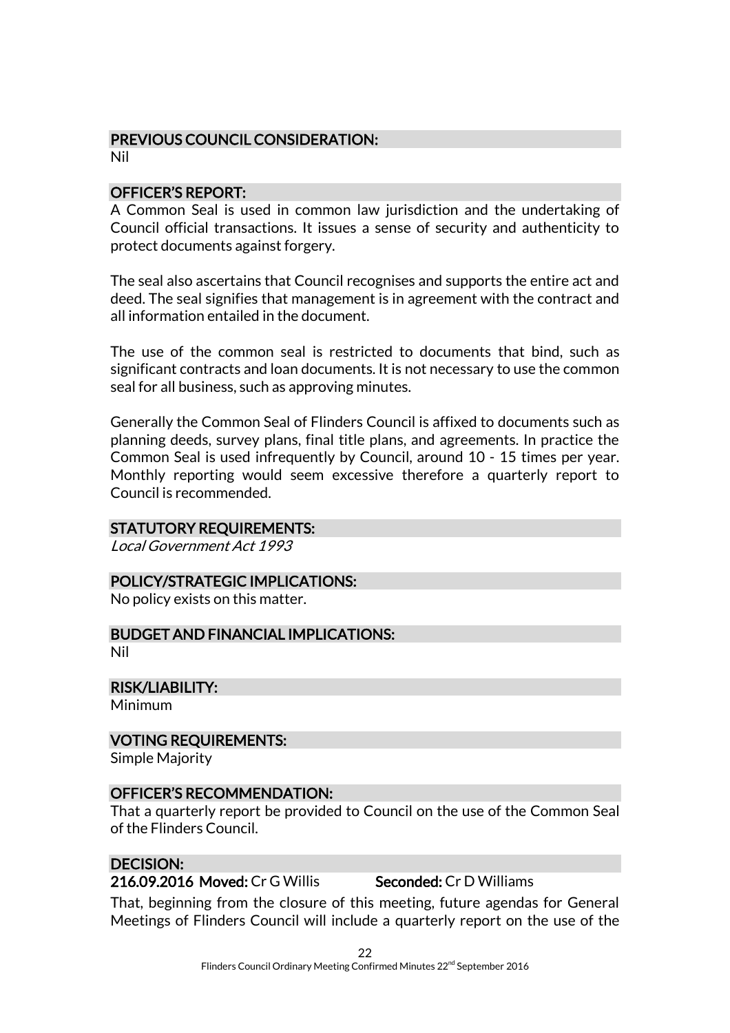## PREVIOUS COUNCIL CONSIDERATION:

Nil

## OFFICER'S REPORT:

A Common Seal is used in common law jurisdiction and the undertaking of Council official transactions. It issues a sense of security and authenticity to protect documents against forgery.

The seal also ascertains that Council recognises and supports the entire act and deed. The seal signifies that management is in agreement with the contract and all information entailed in the document.

The use of the common seal is restricted to documents that bind, such as significant contracts and loan documents. It is not necessary to use the common seal for all business, such as approving minutes.

Generally the Common Seal of Flinders Council is affixed to documents such as planning deeds, survey plans, final title plans, and agreements. In practice the Common Seal is used infrequently by Council, around 10 - 15 times per year. Monthly reporting would seem excessive therefore a quarterly report to Council is recommended.

## STATUTORY REQUIREMENTS:

*Local Government Act 1993*

## POLICY/STRATEGIC IMPLICATIONS:

No policy exists on this matter.

## BUDGET AND FINANCIAL IMPLICATIONS:

Nil

## RISK/LIABILITY:

Minimum

## VOTING REQUIREMENTS:

Simple Majority

## OFFICER'S RECOMMENDATION:

That a quarterly report be provided to Council on the use of the Common Seal of the Flinders Council.

## DECISION:

**216.09.2016 Moved:** Cr G Willis **Seconded:** Cr D Williams

That, beginning from the closure of this meeting, future agendas for General Meetings of Flinders Council will include a quarterly report on the use of the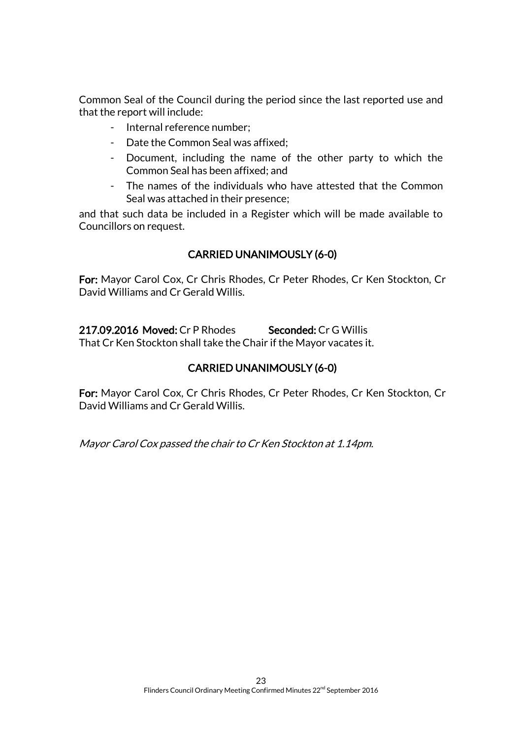Common Seal of the Council during the period since the last reported use and that the report will include:

- Internal reference number;
- Date the Common Seal was affixed;
- Document, including the name of the other party to which the Common Seal has been affixed; and
- The names of the individuals who have attested that the Common Seal was attached in their presence;

and that such data be included in a Register which will be made available to Councillors on request.

**CARRIED UNANIMOUSLY (6-0)**

**For:** Mayor Carol Cox, Cr Chris Rhodes, Cr Peter Rhodes, Cr Ken Stockton, Cr David Williams and Cr Gerald Willis.

**217.09.2016 Moved:** Cr P Rhodes **Seconded:** Cr G Willis

That Cr Ken Stockton shall take the Chair if the Mayor vacates it.

**CARRIED UNANIMOUSLY (6-0)**

**For:** Mayor Carol Cox, Cr Chris Rhodes, Cr Peter Rhodes, Cr Ken Stockton, Cr David Williams and Cr Gerald Willis.

*Mayor Carol Cox passed the chair to Cr Ken Stockton at 1.14pm.*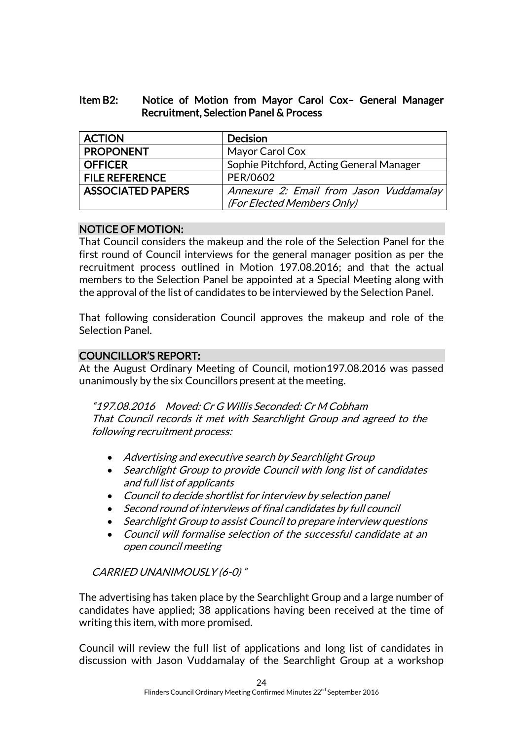### Item B2: Notice of Motion from Mayor Carol Cox– General Manager Recruitment, Selection Panel & Process

| ACTION | Decision |
|---|---|
| PROPONENT | Mayor Carol Cox |
| OFFICER | Sophie Pitchford, Acting General Manager |
| FILE REFERENCE | PER/0602 |
| ASSOCIATED PAPERS | *Annexure 2: Email from Jason Vuddamalay (For Elected Members Only)* |

**NOTICE OF MOTION:**

That Council considers the makeup and the role of the Selection Panel for the first round of Council interviews for the general manager position as per the recruitment process outlined in Motion 197.08.2016; and that the actual members to the Selection Panel be appointed at a Special Meeting along with the approval of the list of candidates to be interviewed by the Selection Panel.

That following consideration Council approves the makeup and role of the Selection Panel.

**COUNCILLOR'S REPORT:**

At the August Ordinary Meeting of Council, motion197.08.2016 was passed unanimously by the six Councillors present at the meeting.

*"197.08.2016 Moved: Cr G Willis Seconded: Cr M Cobham*
*That Council records it met with Searchlight Group and agreed to the following recruitment process:*

- *Advertising and executive search by Searchlight Group*
- *Searchlight Group to provide Council with long list of candidates and full list of applicants*
- *Council to decide shortlist for interview by selection panel*
- *Second round of interviews of final candidates by full council*
- *Searchlight Group to assist Council to prepare interview questions*
- *Council will formalise selection of the successful candidate at an open council meeting*

*CARRIED UNANIMOUSLY (6-0) "*

The advertising has taken place by the Searchlight Group and a large number of candidates have applied; 38 applications having been received at the time of writing this item, with more promised.

Council will review the full list of applications and long list of candidates in discussion with Jason Vuddamalay of the Searchlight Group at a workshop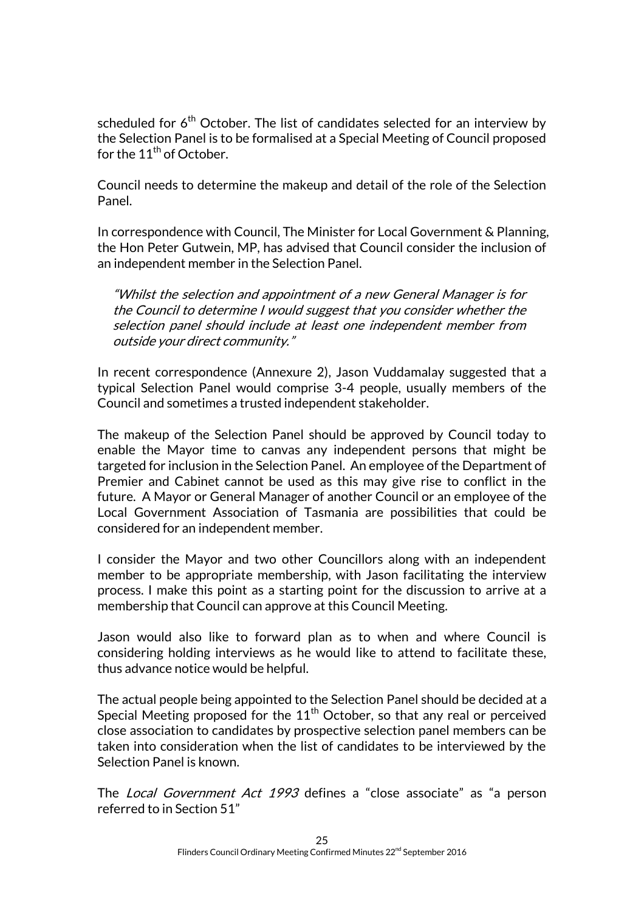scheduled for 6th October. The list of candidates selected for an interview by the Selection Panel is to be formalised at a Special Meeting of Council proposed for the 11th of October.

Council needs to determine the makeup and detail of the role of the Selection Panel.

In correspondence with Council, The Minister for Local Government & Planning, the Hon Peter Gutwein, MP, has advised that Council consider the inclusion of an independent member in the Selection Panel.

> *"Whilst the selection and appointment of a new General Manager is for the Council to determine I would suggest that you consider whether the selection panel should include at least one independent member from outside your direct community."*

In recent correspondence (Annexure 2), Jason Vuddamalay suggested that a typical Selection Panel would comprise 3-4 people, usually members of the Council and sometimes a trusted independent stakeholder.

The makeup of the Selection Panel should be approved by Council today to enable the Mayor time to canvas any independent persons that might be targeted for inclusion in the Selection Panel. An employee of the Department of Premier and Cabinet cannot be used as this may give rise to conflict in the future. A Mayor or General Manager of another Council or an employee of the Local Government Association of Tasmania are possibilities that could be considered for an independent member.

I consider the Mayor and two other Councillors along with an independent member to be appropriate membership, with Jason facilitating the interview process. I make this point as a starting point for the discussion to arrive at a membership that Council can approve at this Council Meeting.

Jason would also like to forward plan as to when and where Council is considering holding interviews as he would like to attend to facilitate these, thus advance notice would be helpful.

The actual people being appointed to the Selection Panel should be decided at a Special Meeting proposed for the 11th October, so that any real or perceived close association to candidates by prospective selection panel members can be taken into consideration when the list of candidates to be interviewed by the Selection Panel is known.

The *Local Government Act 1993* defines a "close associate" as "a person referred to in Section 51"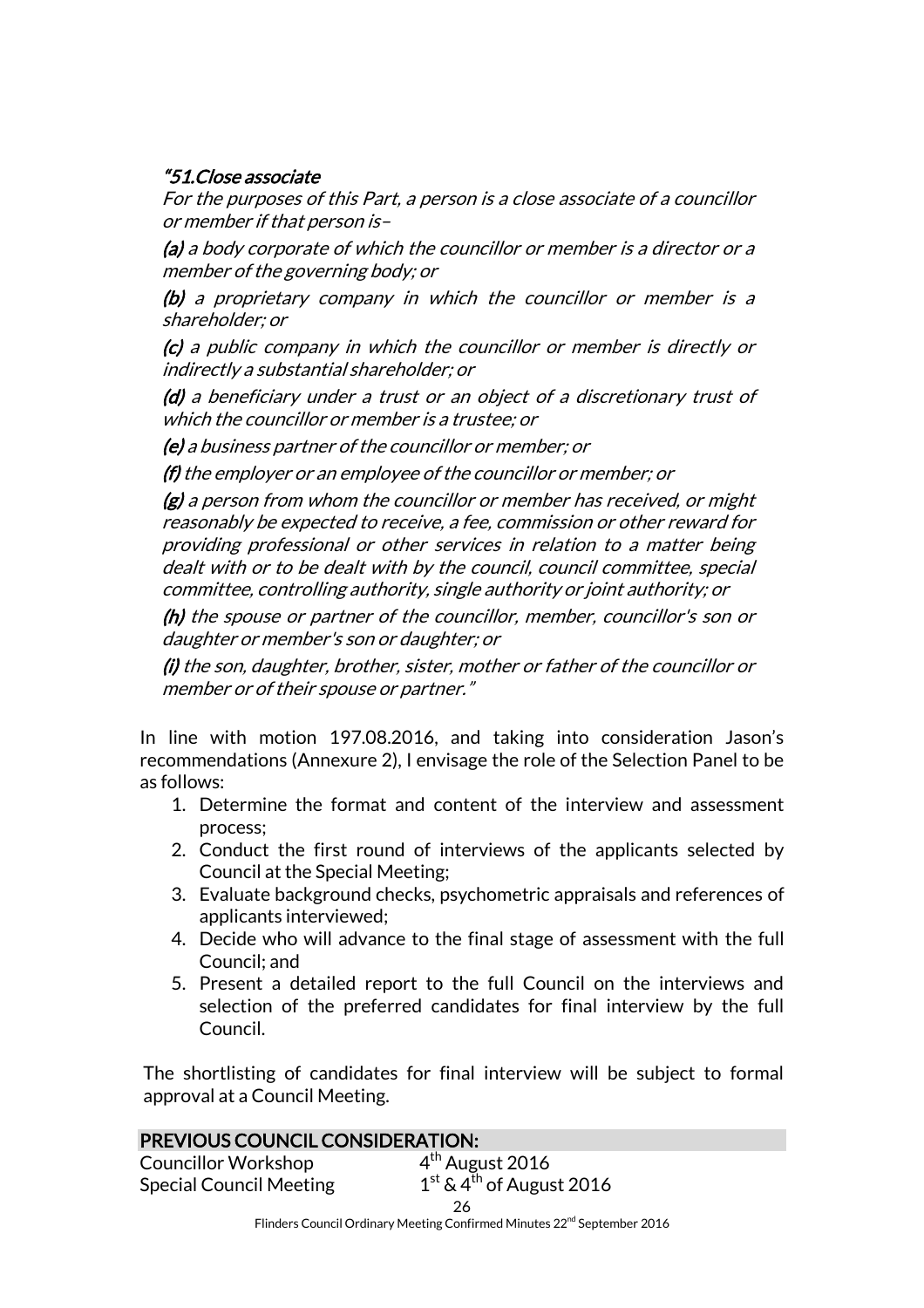*"**51.Close associate***

*For the purposes of this Part, a person is a close associate of a councillor or member if that person is–*

***(a)** a body corporate of which the councillor or member is a director or a member of the governing body; or*

***(b)** a proprietary company in which the councillor or member is a shareholder; or*

***(c)** a public company in which the councillor or member is directly or indirectly a substantial shareholder; or*

***(d)** a beneficiary under a trust or an object of a discretionary trust of which the councillor or member is a trustee; or*

***(e)** a business partner of the councillor or member; or*

***(f)** the employer or an employee of the councillor or member; or*

***(g)** a person from whom the councillor or member has received, or might reasonably be expected to receive, a fee, commission or other reward for providing professional or other services in relation to a matter being dealt with or to be dealt with by the council, council committee, special committee, controlling authority, single authority or joint authority; or*

***(h)** the spouse or partner of the councillor, member, councillor's son or daughter or member's son or daughter; or*

***(i)** the son, daughter, brother, sister, mother or father of the councillor or member or of their spouse or partner."*

In line with motion 197.08.2016, and taking into consideration Jason's recommendations (Annexure 2), I envisage the role of the Selection Panel to be as follows:

1. Determine the format and content of the interview and assessment process;
2. Conduct the first round of interviews of the applicants selected by Council at the Special Meeting;
3. Evaluate background checks, psychometric appraisals and references of applicants interviewed;
4. Decide who will advance to the final stage of assessment with the full Council; and
5. Present a detailed report to the full Council on the interviews and selection of the preferred candidates for final interview by the full Council.

The shortlisting of candidates for final interview will be subject to formal approval at a Council Meeting.

## PREVIOUS COUNCIL CONSIDERATION:

| | |
|---|---|
| Councillor Workshop | 4th August 2016 |
| Special Council Meeting | 1st & 4th of August 2016 |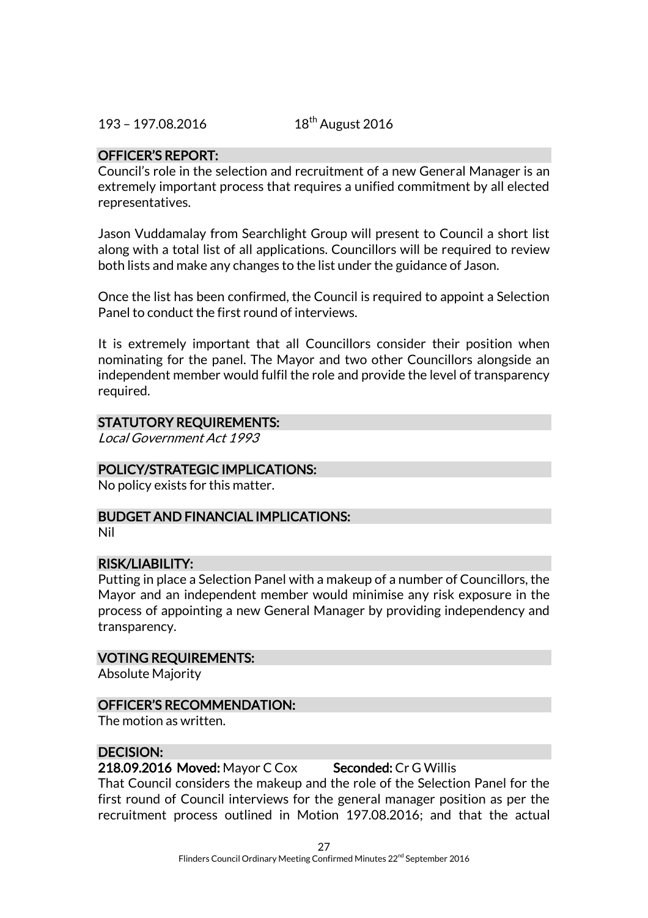193 – 197.08.2016 18th August 2016

## OFFICER'S REPORT:

Council's role in the selection and recruitment of a new General Manager is an extremely important process that requires a unified commitment by all elected representatives.

Jason Vuddamalay from Searchlight Group will present to Council a short list along with a total list of all applications. Councillors will be required to review both lists and make any changes to the list under the guidance of Jason.

Once the list has been confirmed, the Council is required to appoint a Selection Panel to conduct the first round of interviews.

It is extremely important that all Councillors consider their position when nominating for the panel. The Mayor and two other Councillors alongside an independent member would fulfil the role and provide the level of transparency required.

## STATUTORY REQUIREMENTS:

*Local Government Act 1993*

## POLICY/STRATEGIC IMPLICATIONS:

No policy exists for this matter.

## BUDGET AND FINANCIAL IMPLICATIONS:

Nil

## RISK/LIABILITY:

Putting in place a Selection Panel with a makeup of a number of Councillors, the Mayor and an independent member would minimise any risk exposure in the process of appointing a new General Manager by providing independency and transparency.

## VOTING REQUIREMENTS:

Absolute Majority

## OFFICER'S RECOMMENDATION:

The motion as written.

## DECISION:

**218.09.2016 Moved:** Mayor C Cox **Seconded:** Cr G Willis

That Council considers the makeup and the role of the Selection Panel for the first round of Council interviews for the general manager position as per the recruitment process outlined in Motion 197.08.2016; and that the actual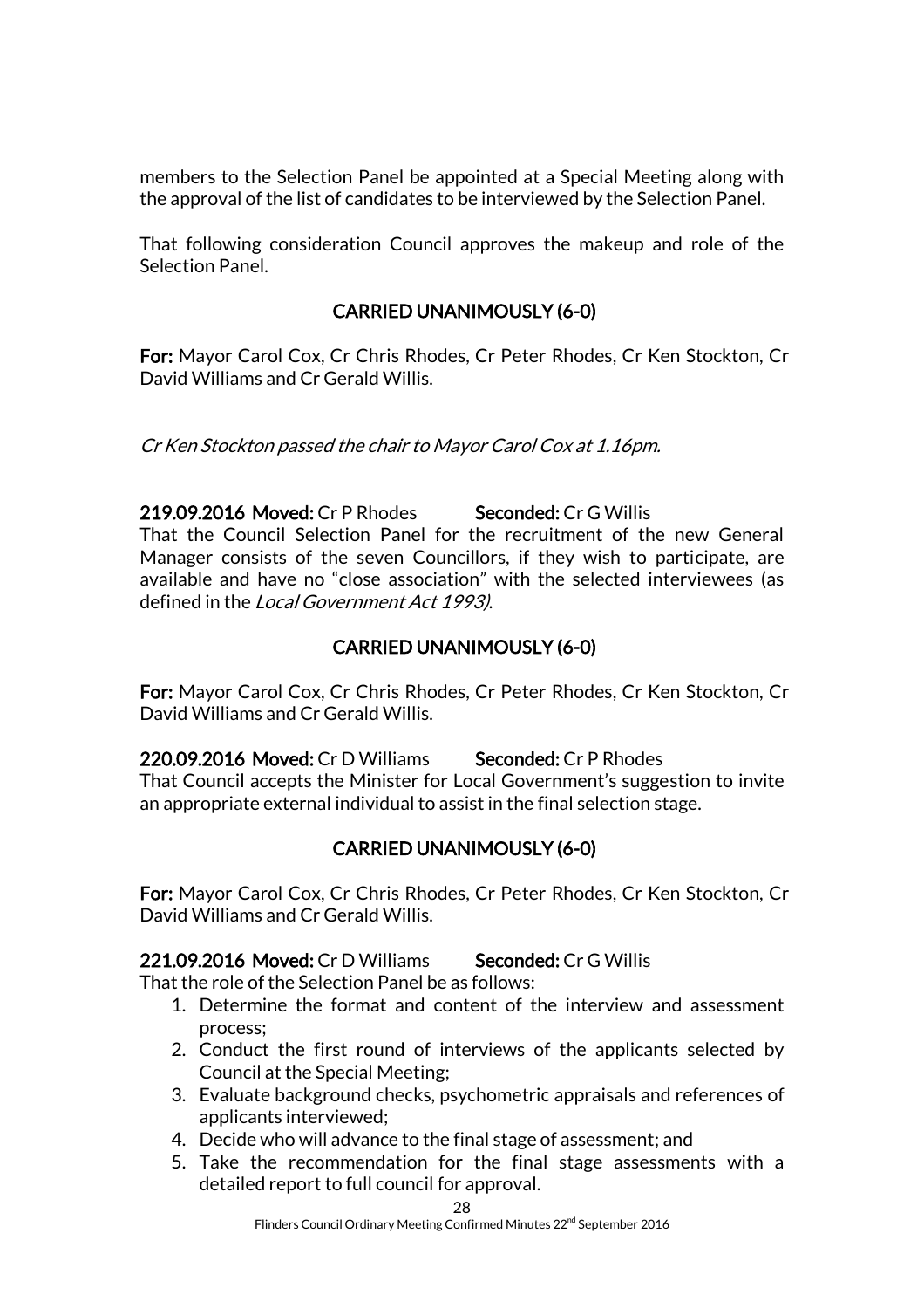members to the Selection Panel be appointed at a Special Meeting along with the approval of the list of candidates to be interviewed by the Selection Panel.

That following consideration Council approves the makeup and role of the Selection Panel.

**CARRIED UNANIMOUSLY (6-0)**

**For:** Mayor Carol Cox, Cr Chris Rhodes, Cr Peter Rhodes, Cr Ken Stockton, Cr David Williams and Cr Gerald Willis.

*Cr Ken Stockton passed the chair to Mayor Carol Cox at 1.16pm.*

**219.09.2016 Moved:** Cr P Rhodes **Seconded:** Cr G Willis
That the Council Selection Panel for the recruitment of the new General Manager consists of the seven Councillors, if they wish to participate, are available and have no "close association" with the selected interviewees (as defined in the *Local Government Act 1993)*.

**CARRIED UNANIMOUSLY (6-0)**

**For:** Mayor Carol Cox, Cr Chris Rhodes, Cr Peter Rhodes, Cr Ken Stockton, Cr David Williams and Cr Gerald Willis.

**220.09.2016 Moved:** Cr D Williams **Seconded:** Cr P Rhodes
That Council accepts the Minister for Local Government's suggestion to invite an appropriate external individual to assist in the final selection stage.

**CARRIED UNANIMOUSLY (6-0)**

**For:** Mayor Carol Cox, Cr Chris Rhodes, Cr Peter Rhodes, Cr Ken Stockton, Cr David Williams and Cr Gerald Willis.

**221.09.2016 Moved:** Cr D Williams **Seconded:** Cr G Willis
That the role of the Selection Panel be as follows:

1. Determine the format and content of the interview and assessment process;
2. Conduct the first round of interviews of the applicants selected by Council at the Special Meeting;
3. Evaluate background checks, psychometric appraisals and references of applicants interviewed;
4. Decide who will advance to the final stage of assessment; and
5. Take the recommendation for the final stage assessments with a detailed report to full council for approval.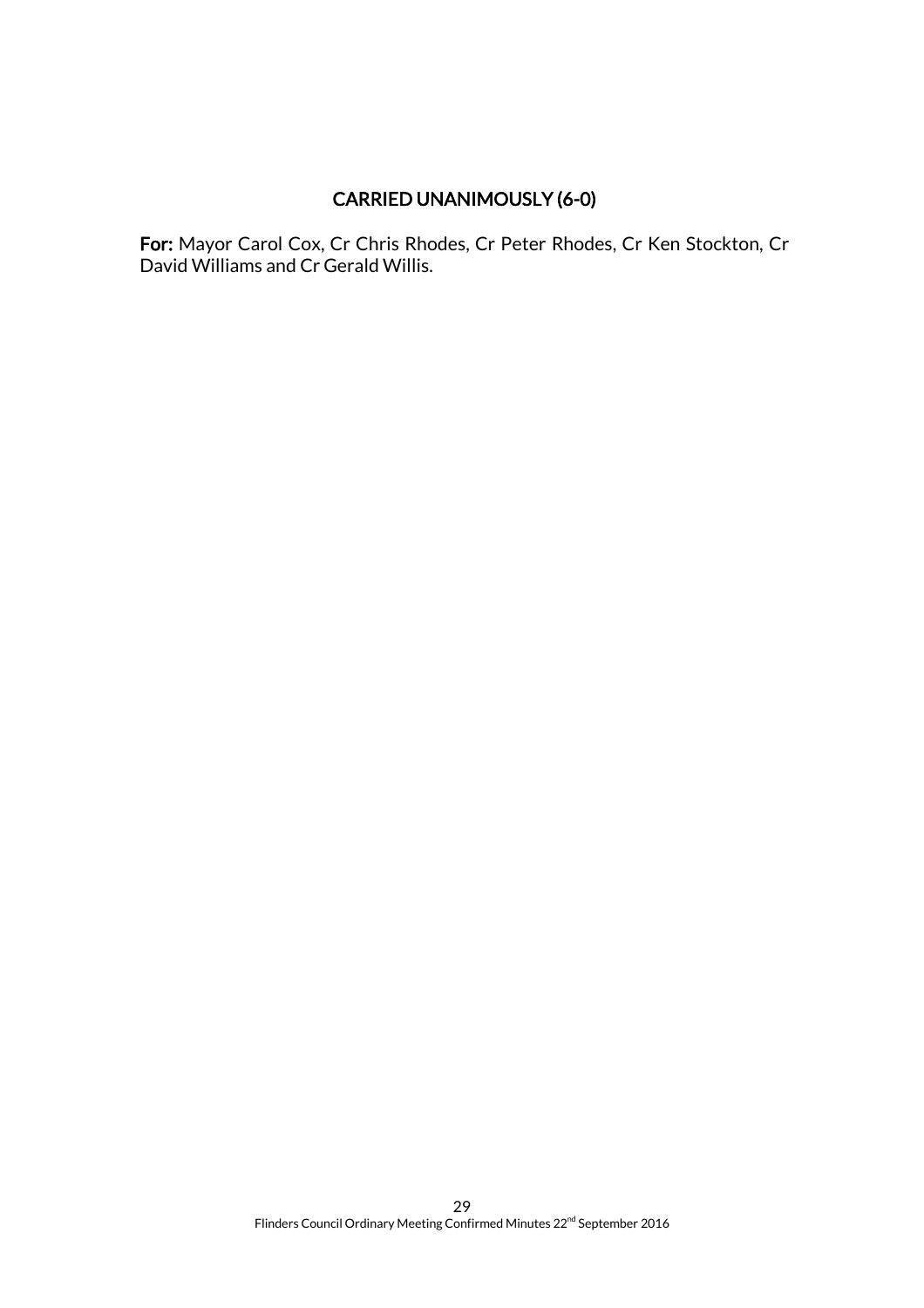**CARRIED UNANIMOUSLY (6-0)**

**For:** Mayor Carol Cox, Cr Chris Rhodes, Cr Peter Rhodes, Cr Ken Stockton, Cr David Williams and Cr Gerald Willis.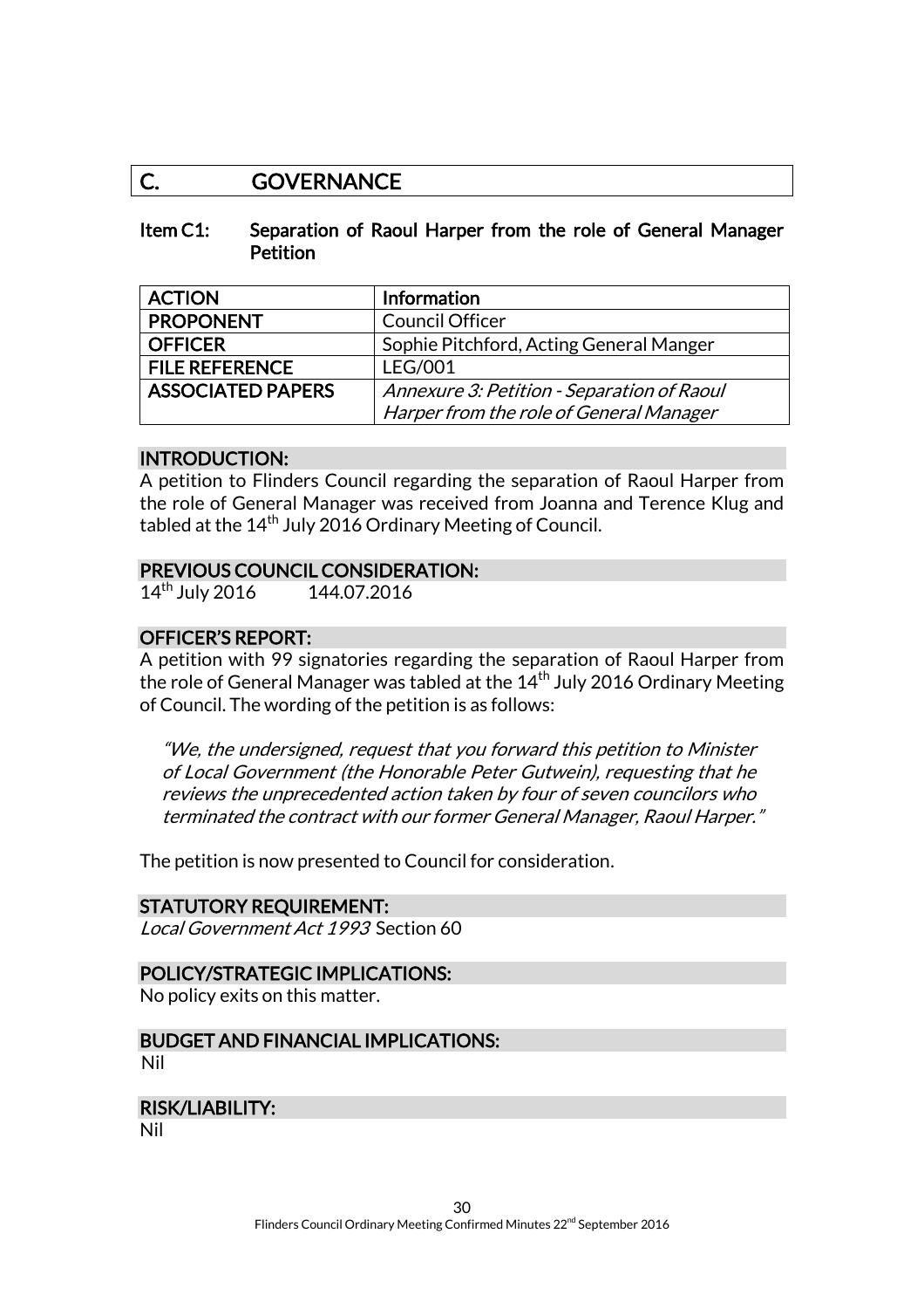## C. GOVERNANCE

### Item C1: Separation of Raoul Harper from the role of General Manager Petition

| ACTION | Information |
|---|---|
| PROPONENT | Council Officer |
| OFFICER | Sophie Pitchford, Acting General Manger |
| FILE REFERENCE | LEG/001 |
| ASSOCIATED PAPERS | *Annexure 3: Petition - Separation of Raoul Harper from the role of General Manager* |

**INTRODUCTION:**

A petition to Flinders Council regarding the separation of Raoul Harper from the role of General Manager was received from Joanna and Terence Klug and tabled at the 14th July 2016 Ordinary Meeting of Council.

**PREVIOUS COUNCIL CONSIDERATION:**

14th July 2016 144.07.2016

**OFFICER'S REPORT:**

A petition with 99 signatories regarding the separation of Raoul Harper from the role of General Manager was tabled at the 14th July 2016 Ordinary Meeting of Council. The wording of the petition is as follows:

> *"We, the undersigned, request that you forward this petition to Minister of Local Government (the Honorable Peter Gutwein), requesting that he reviews the unprecedented action taken by four of seven councilors who terminated the contract with our former General Manager, Raoul Harper."*

The petition is now presented to Council for consideration.

**STATUTORY REQUIREMENT:**

*Local Government Act 1993* Section 60

**POLICY/STRATEGIC IMPLICATIONS:**

No policy exits on this matter.

**BUDGET AND FINANCIAL IMPLICATIONS:**

Nil

**RISK/LIABILITY:**

Nil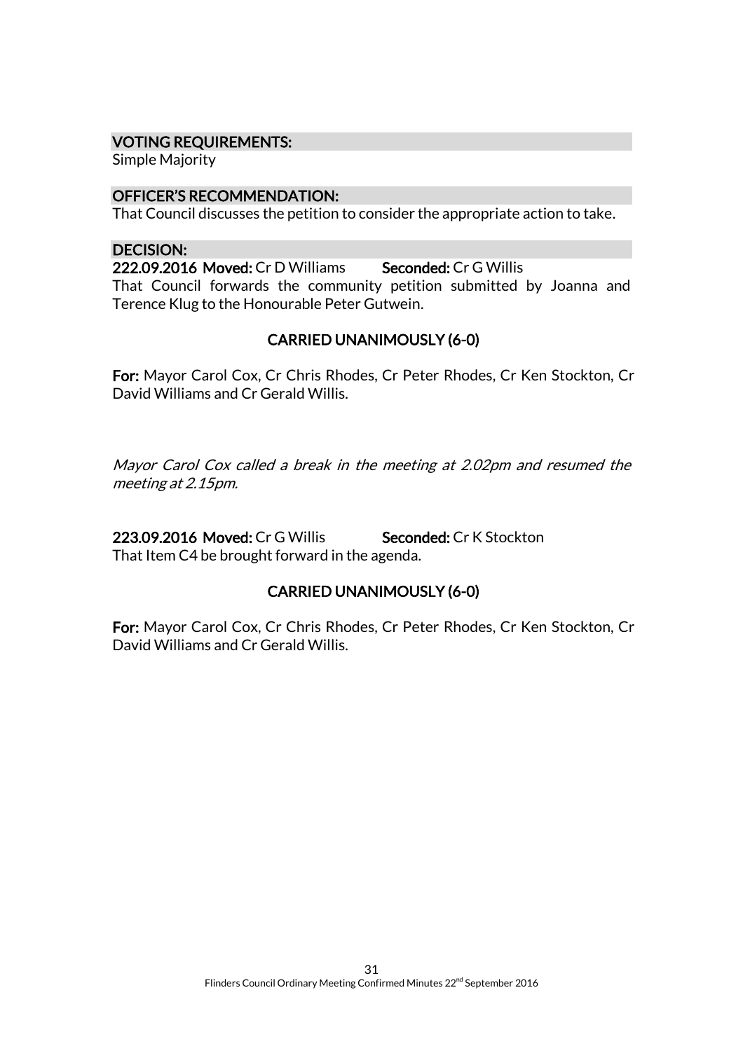### VOTING REQUIREMENTS:

Simple Majority

### OFFICER'S RECOMMENDATION:

That Council discusses the petition to consider the appropriate action to take.

### DECISION:

**222.09.2016 Moved:** Cr D Williams **Seconded:** Cr G Willis

That Council forwards the community petition submitted by Joanna and Terence Klug to the Honourable Peter Gutwein.

**CARRIED UNANIMOUSLY (6-0)**

**For:** Mayor Carol Cox, Cr Chris Rhodes, Cr Peter Rhodes, Cr Ken Stockton, Cr David Williams and Cr Gerald Willis.

*Mayor Carol Cox called a break in the meeting at 2.02pm and resumed the meeting at 2.15pm.*

**223.09.2016 Moved:** Cr G Willis **Seconded:** Cr K Stockton

That Item C4 be brought forward in the agenda.

**CARRIED UNANIMOUSLY (6-0)**

**For:** Mayor Carol Cox, Cr Chris Rhodes, Cr Peter Rhodes, Cr Ken Stockton, Cr David Williams and Cr Gerald Willis.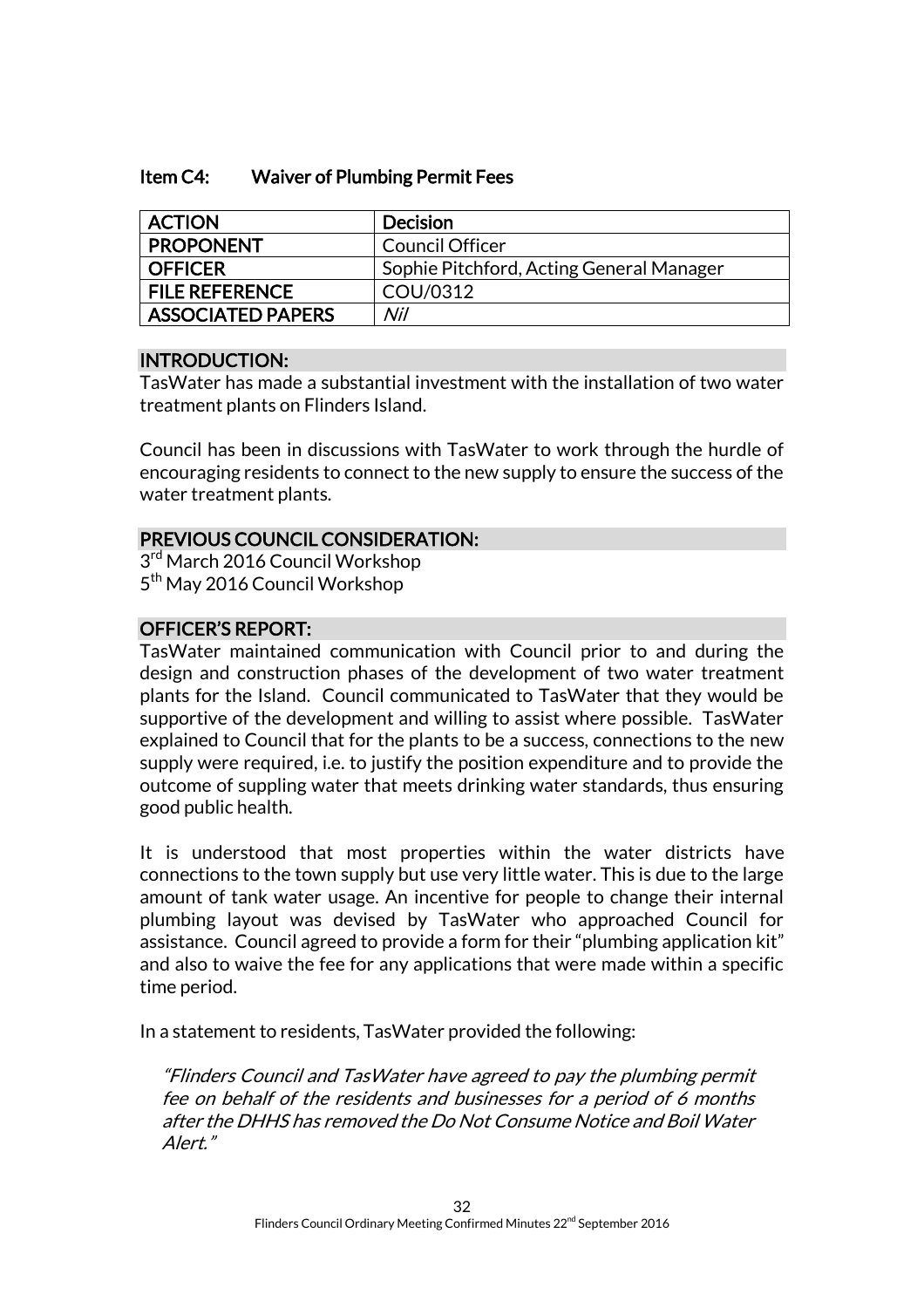## Item C4: Waiver of Plumbing Permit Fees

| ACTION | Decision |
|---|---|
| PROPONENT | Council Officer |
| OFFICER | Sophie Pitchford, Acting General Manager |
| FILE REFERENCE | COU/0312 |
| ASSOCIATED PAPERS | *Nil* |

### INTRODUCTION:

TasWater has made a substantial investment with the installation of two water treatment plants on Flinders Island.

Council has been in discussions with TasWater to work through the hurdle of encouraging residents to connect to the new supply to ensure the success of the water treatment plants.

### PREVIOUS COUNCIL CONSIDERATION:

3rd March 2016 Council Workshop
5th May 2016 Council Workshop

### OFFICER'S REPORT:

TasWater maintained communication with Council prior to and during the design and construction phases of the development of two water treatment plants for the Island. Council communicated to TasWater that they would be supportive of the development and willing to assist where possible. TasWater explained to Council that for the plants to be a success, connections to the new supply were required, i.e. to justify the position expenditure and to provide the outcome of suppling water that meets drinking water standards, thus ensuring good public health.

It is understood that most properties within the water districts have connections to the town supply but use very little water. This is due to the large amount of tank water usage. An incentive for people to change their internal plumbing layout was devised by TasWater who approached Council for assistance. Council agreed to provide a form for their "plumbing application kit" and also to waive the fee for any applications that were made within a specific time period.

In a statement to residents, TasWater provided the following:

> *"Flinders Council and TasWater have agreed to pay the plumbing permit fee on behalf of the residents and businesses for a period of 6 months after the DHHS has removed the Do Not Consume Notice and Boil Water Alert."*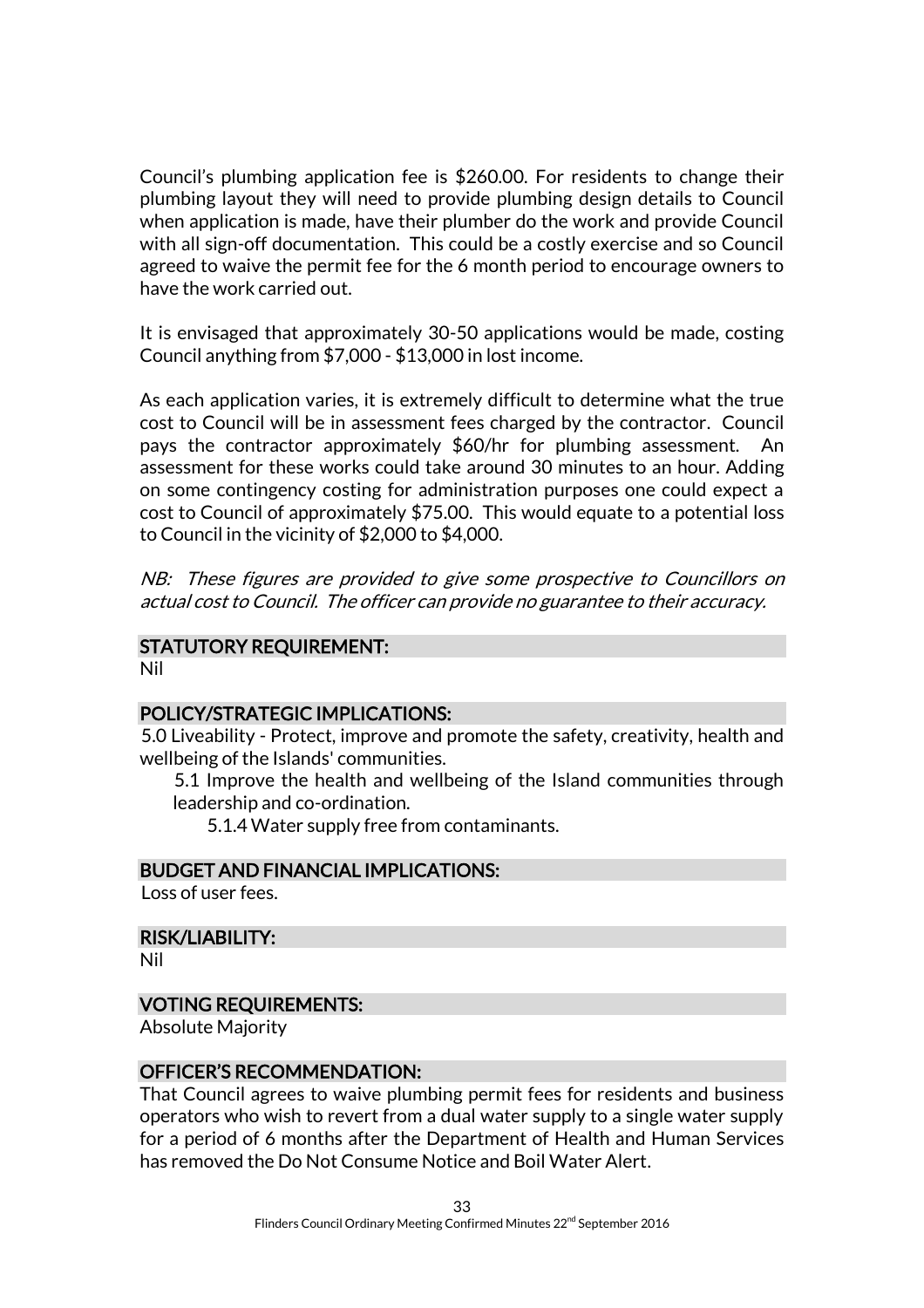Council's plumbing application fee is $260.00. For residents to change their plumbing layout they will need to provide plumbing design details to Council when application is made, have their plumber do the work and provide Council with all sign-off documentation. This could be a costly exercise and so Council agreed to waive the permit fee for the 6 month period to encourage owners to have the work carried out.

It is envisaged that approximately 30-50 applications would be made, costing Council anything from $7,000 - $13,000 in lost income.

As each application varies, it is extremely difficult to determine what the true cost to Council will be in assessment fees charged by the contractor. Council pays the contractor approximately $60/hr for plumbing assessment. An assessment for these works could take around 30 minutes to an hour. Adding on some contingency costing for administration purposes one could expect a cost to Council of approximately $75.00. This would equate to a potential loss to Council in the vicinity of $2,000 to $4,000.

*NB: These figures are provided to give some prospective to Councillors on actual cost to Council. The officer can provide no guarantee to their accuracy.*

## STATUTORY REQUIREMENT:

Nil

## POLICY/STRATEGIC IMPLICATIONS:

5.0 Liveability - Protect, improve and promote the safety, creativity, health and wellbeing of the Islands' communities.

- 5.1 Improve the health and wellbeing of the Island communities through leadership and co-ordination.
  - 5.1.4 Water supply free from contaminants.

## BUDGET AND FINANCIAL IMPLICATIONS:

Loss of user fees.

## RISK/LIABILITY:

Nil

## VOTING REQUIREMENTS:

Absolute Majority

## OFFICER'S RECOMMENDATION:

That Council agrees to waive plumbing permit fees for residents and business operators who wish to revert from a dual water supply to a single water supply for a period of 6 months after the Department of Health and Human Services has removed the Do Not Consume Notice and Boil Water Alert.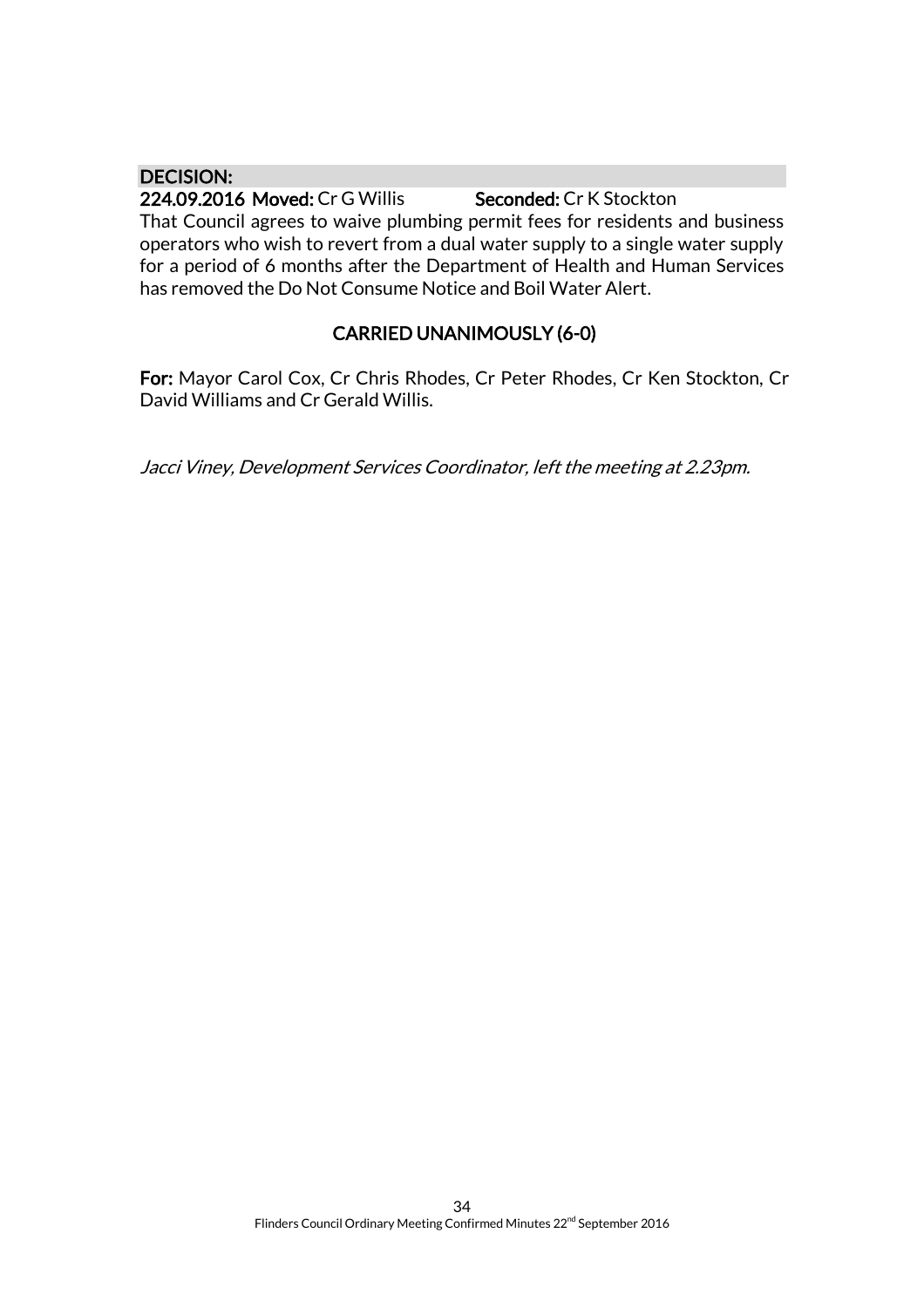**DECISION:**

**224.09.2016 Moved:** Cr G Willis **Seconded:** Cr K Stockton

That Council agrees to waive plumbing permit fees for residents and business operators who wish to revert from a dual water supply to a single water supply for a period of 6 months after the Department of Health and Human Services has removed the Do Not Consume Notice and Boil Water Alert.

**CARRIED UNANIMOUSLY (6-0)**

**For:** Mayor Carol Cox, Cr Chris Rhodes, Cr Peter Rhodes, Cr Ken Stockton, Cr David Williams and Cr Gerald Willis.

*Jacci Viney, Development Services Coordinator, left the meeting at 2.23pm.*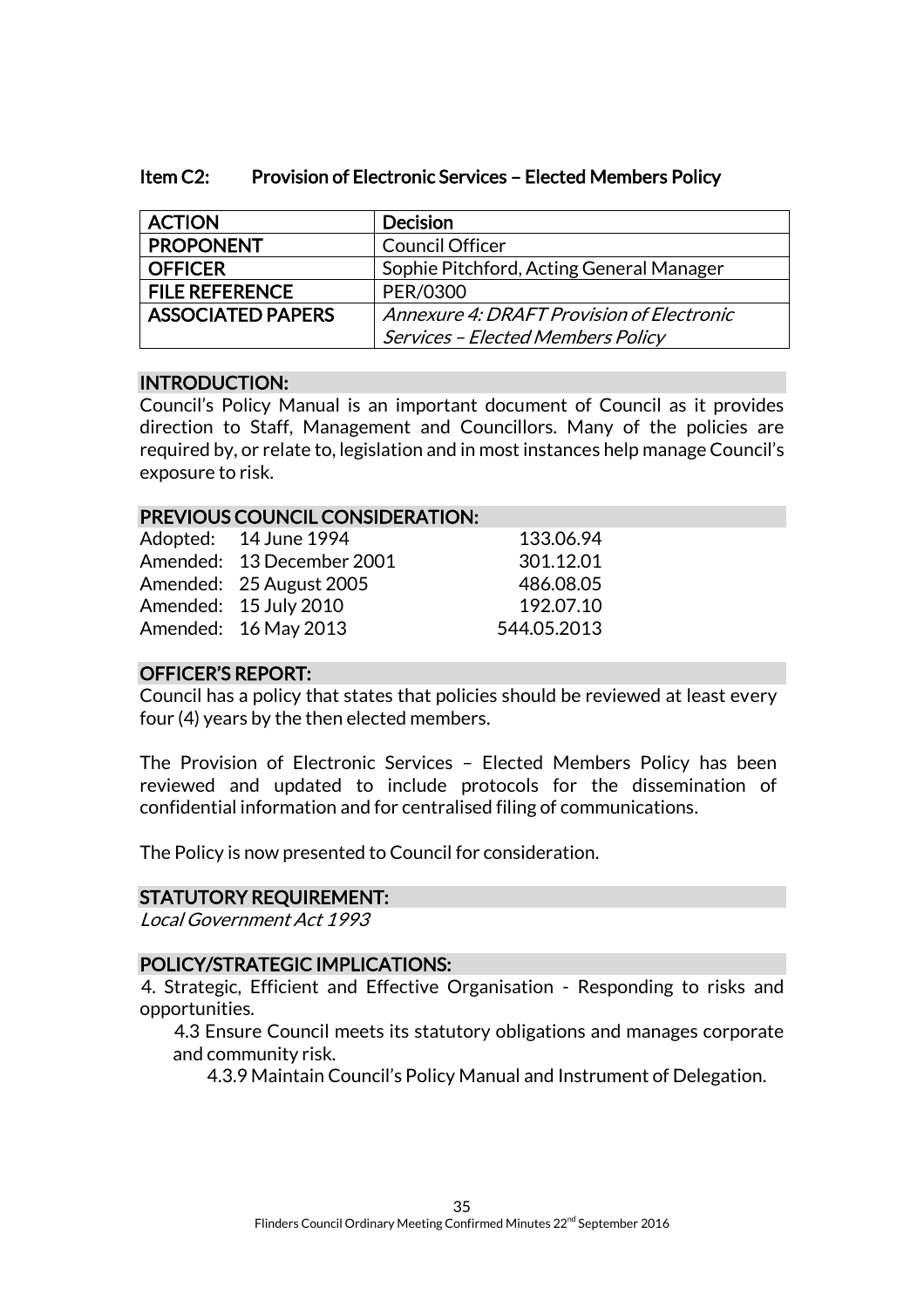## Item C2: Provision of Electronic Services – Elected Members Policy

| ACTION | Decision |
|---|---|
| PROPONENT | Council Officer |
| OFFICER | Sophie Pitchford, Acting General Manager |
| FILE REFERENCE | PER/0300 |
| ASSOCIATED PAPERS | *Annexure 4: DRAFT Provision of Electronic Services – Elected Members Policy* |

### INTRODUCTION:

Council's Policy Manual is an important document of Council as it provides direction to Staff, Management and Councillors. Many of the policies are required by, or relate to, legislation and in most instances help manage Council's exposure to risk.

### PREVIOUS COUNCIL CONSIDERATION:

| | | |
|---|---|---|
| Adopted: | 14 June 1994 | 133.06.94 |
| Amended: | 13 December 2001 | 301.12.01 |
| Amended: | 25 August 2005 | 486.08.05 |
| Amended: | 15 July 2010 | 192.07.10 |
| Amended: | 16 May 2013 | 544.05.2013 |

### OFFICER'S REPORT:

Council has a policy that states that policies should be reviewed at least every four (4) years by the then elected members.

The Provision of Electronic Services – Elected Members Policy has been reviewed and updated to include protocols for the dissemination of confidential information and for centralised filing of communications.

The Policy is now presented to Council for consideration.

### STATUTORY REQUIREMENT:

*Local Government Act 1993*

### POLICY/STRATEGIC IMPLICATIONS:

4. Strategic, Efficient and Effective Organisation - Responding to risks and opportunities.
   - 4.3 Ensure Council meets its statutory obligations and manages corporate and community risk.
     - 4.3.9 Maintain Council's Policy Manual and Instrument of Delegation.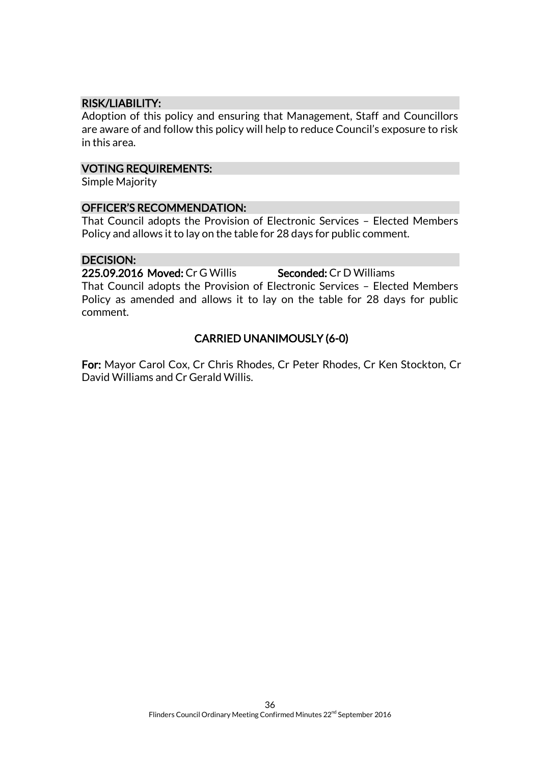### RISK/LIABILITY:

Adoption of this policy and ensuring that Management, Staff and Councillors are aware of and follow this policy will help to reduce Council's exposure to risk in this area.

### VOTING REQUIREMENTS:

Simple Majority

### OFFICER'S RECOMMENDATION:

That Council adopts the Provision of Electronic Services – Elected Members Policy and allows it to lay on the table for 28 days for public comment.

### DECISION:

**225.09.2016 Moved:** Cr G Willis **Seconded:** Cr D Williams

That Council adopts the Provision of Electronic Services – Elected Members Policy as amended and allows it to lay on the table for 28 days for public comment.

**CARRIED UNANIMOUSLY (6-0)**

**For:** Mayor Carol Cox, Cr Chris Rhodes, Cr Peter Rhodes, Cr Ken Stockton, Cr David Williams and Cr Gerald Willis.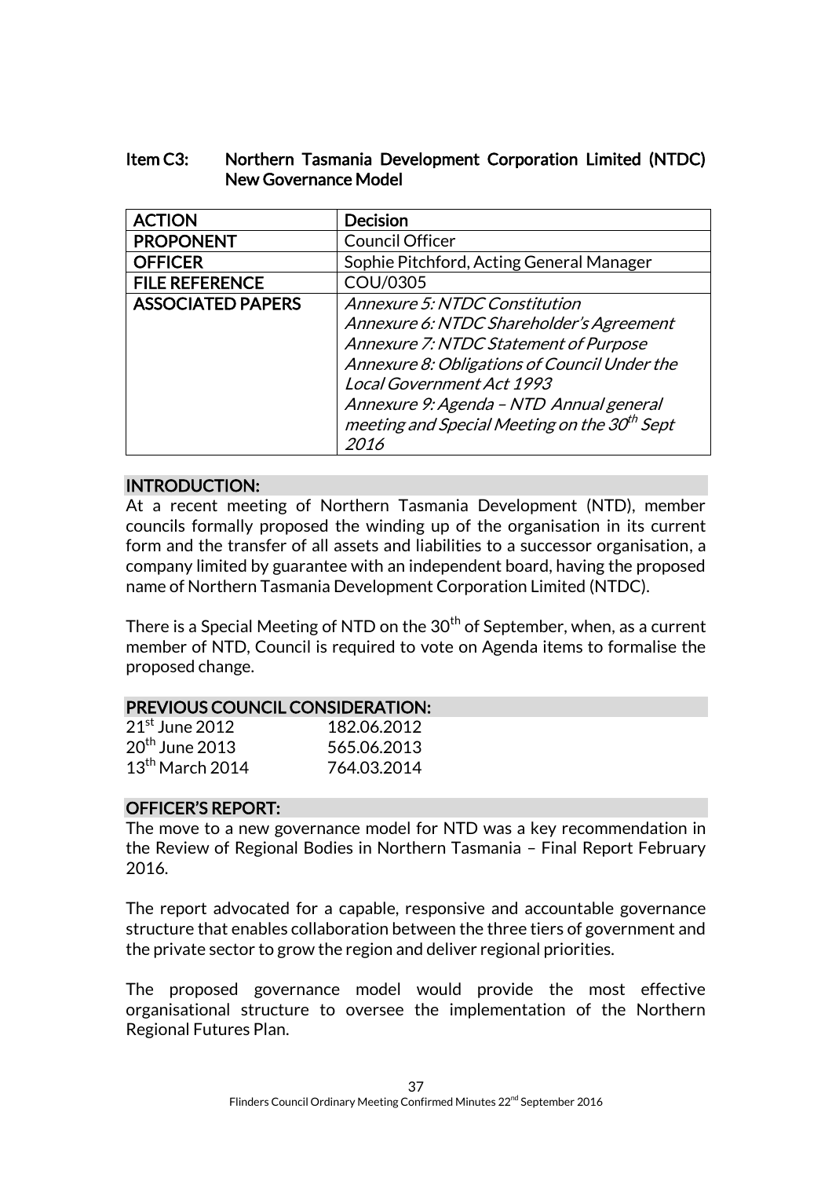## Item C3: Northern Tasmania Development Corporation Limited (NTDC) New Governance Model

| ACTION | Decision |
|---|---|
| PROPONENT | Council Officer |
| OFFICER | Sophie Pitchford, Acting General Manager |
| FILE REFERENCE | COU/0305 |
| ASSOCIATED PAPERS | *Annexure 5: NTDC Constitution*<br>*Annexure 6: NTDC Shareholder's Agreement*<br>*Annexure 7: NTDC Statement of Purpose*<br>*Annexure 8: Obligations of Council Under the Local Government Act 1993*<br>*Annexure 9: Agenda – NTD Annual general meeting and Special Meeting on the 30th Sept 2016* |

### INTRODUCTION:

At a recent meeting of Northern Tasmania Development (NTD), member councils formally proposed the winding up of the organisation in its current form and the transfer of all assets and liabilities to a successor organisation, a company limited by guarantee with an independent board, having the proposed name of Northern Tasmania Development Corporation Limited (NTDC).

There is a Special Meeting of NTD on the 30th of September, when, as a current member of NTD, Council is required to vote on Agenda items to formalise the proposed change.

### PREVIOUS COUNCIL CONSIDERATION:

| | |
|---|---|
| 21st June 2012 | 182.06.2012 |
| 20th June 2013 | 565.06.2013 |
| 13th March 2014 | 764.03.2014 |

### OFFICER'S REPORT:

The move to a new governance model for NTD was a key recommendation in the Review of Regional Bodies in Northern Tasmania – Final Report February 2016.

The report advocated for a capable, responsive and accountable governance structure that enables collaboration between the three tiers of government and the private sector to grow the region and deliver regional priorities.

The proposed governance model would provide the most effective organisational structure to oversee the implementation of the Northern Regional Futures Plan.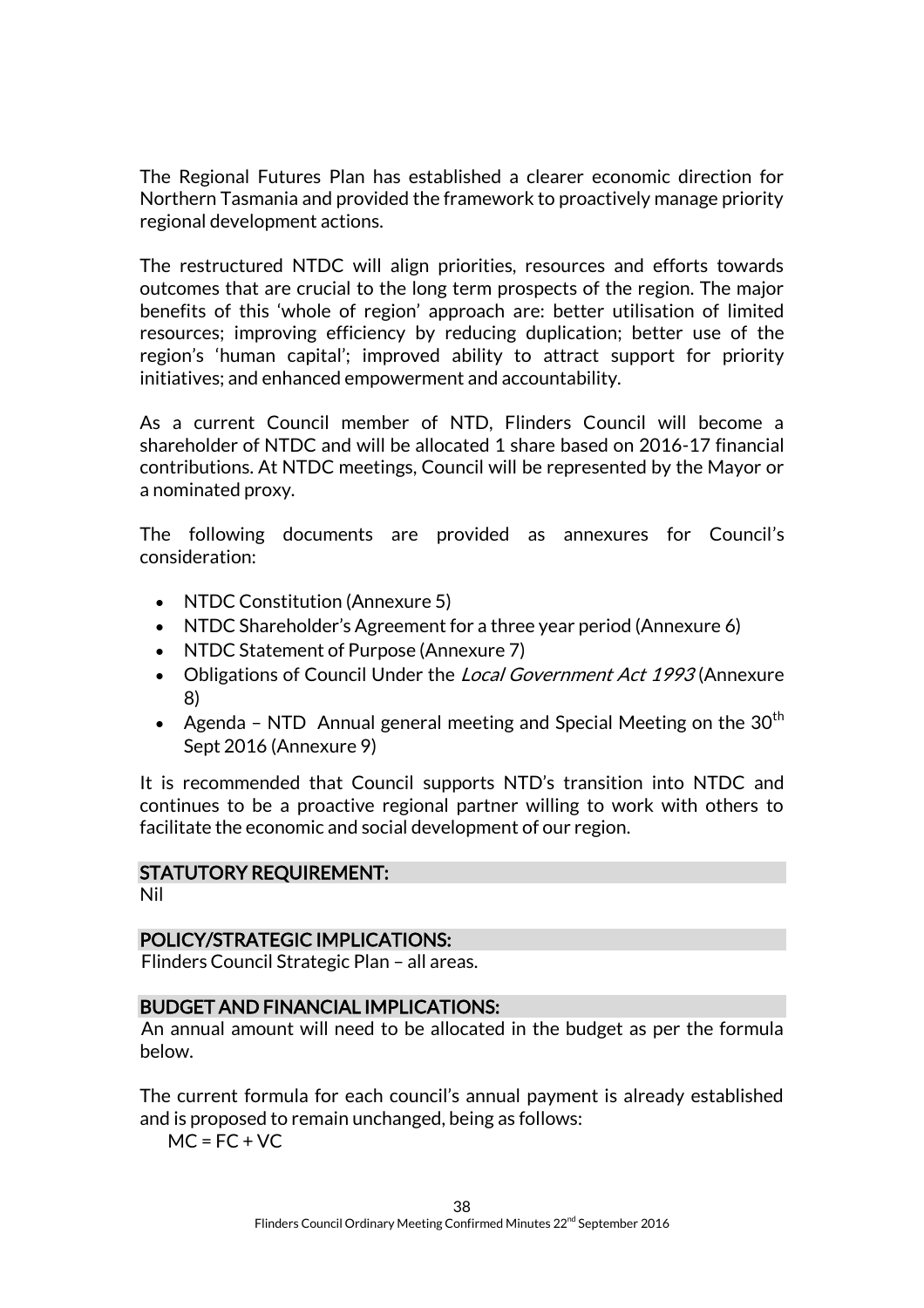The Regional Futures Plan has established a clearer economic direction for Northern Tasmania and provided the framework to proactively manage priority regional development actions.

The restructured NTDC will align priorities, resources and efforts towards outcomes that are crucial to the long term prospects of the region. The major benefits of this 'whole of region' approach are: better utilisation of limited resources; improving efficiency by reducing duplication; better use of the region's 'human capital'; improved ability to attract support for priority initiatives; and enhanced empowerment and accountability.

As a current Council member of NTD, Flinders Council will become a shareholder of NTDC and will be allocated 1 share based on 2016-17 financial contributions. At NTDC meetings, Council will be represented by the Mayor or a nominated proxy.

The following documents are provided as annexures for Council's consideration:

- NTDC Constitution (Annexure 5)
- NTDC Shareholder's Agreement for a three year period (Annexure 6)
- NTDC Statement of Purpose (Annexure 7)
- Obligations of Council Under the *Local Government Act 1993* (Annexure 8)
- Agenda – NTD Annual general meeting and Special Meeting on the 30th Sept 2016 (Annexure 9)

It is recommended that Council supports NTD's transition into NTDC and continues to be a proactive regional partner willing to work with others to facilitate the economic and social development of our region.

## STATUTORY REQUIREMENT:

Nil

## POLICY/STRATEGIC IMPLICATIONS:

Flinders Council Strategic Plan – all areas.

## BUDGET AND FINANCIAL IMPLICATIONS:

An annual amount will need to be allocated in the budget as per the formula below.

The current formula for each council's annual payment is already established and is proposed to remain unchanged, being as follows:

$MC = FC + VC$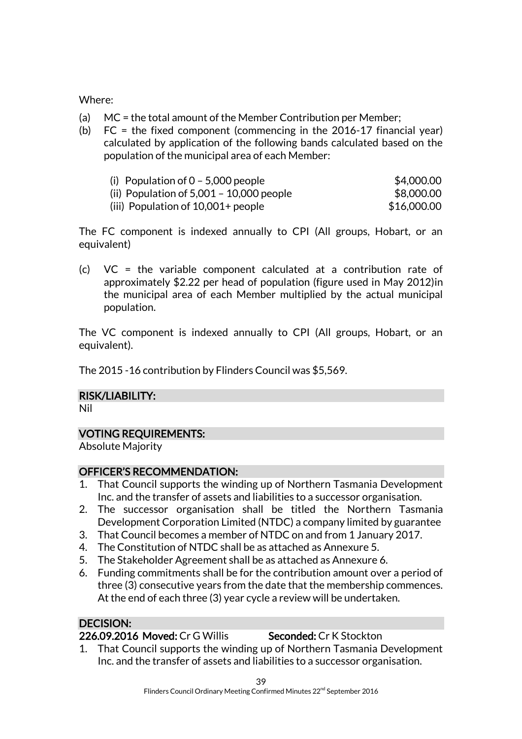Where:

(a) MC = the total amount of the Member Contribution per Member;
(b) FC = the fixed component (commencing in the 2016-17 financial year) calculated by application of the following bands calculated based on the population of the municipal area of each Member:

| | |
|---|---|
| (i) Population of 0 – 5,000 people | $4,000.00 |
| (ii) Population of 5,001 – 10,000 people | $8,000.00 |
| (iii) Population of 10,001+ people | $16,000.00 |

The FC component is indexed annually to CPI (All groups, Hobart, or an equivalent)

(c) VC = the variable component calculated at a contribution rate of approximately $2.22 per head of population (figure used in May 2012)in the municipal area of each Member multiplied by the actual municipal population.

The VC component is indexed annually to CPI (All groups, Hobart, or an equivalent).

The 2015 -16 contribution by Flinders Council was $5,569.

## RISK/LIABILITY:

Nil

## VOTING REQUIREMENTS:

Absolute Majority

## OFFICER'S RECOMMENDATION:

1. That Council supports the winding up of Northern Tasmania Development Inc. and the transfer of assets and liabilities to a successor organisation.
2. The successor organisation shall be titled the Northern Tasmania Development Corporation Limited (NTDC) a company limited by guarantee
3. That Council becomes a member of NTDC on and from 1 January 2017.
4. The Constitution of NTDC shall be as attached as Annexure 5.
5. The Stakeholder Agreement shall be as attached as Annexure 6.
6. Funding commitments shall be for the contribution amount over a period of three (3) consecutive years from the date that the membership commences. At the end of each three (3) year cycle a review will be undertaken.

## DECISION:

**226.09.2016 Moved:** Cr G Willis **Seconded:** Cr K Stockton

1. That Council supports the winding up of Northern Tasmania Development Inc. and the transfer of assets and liabilities to a successor organisation.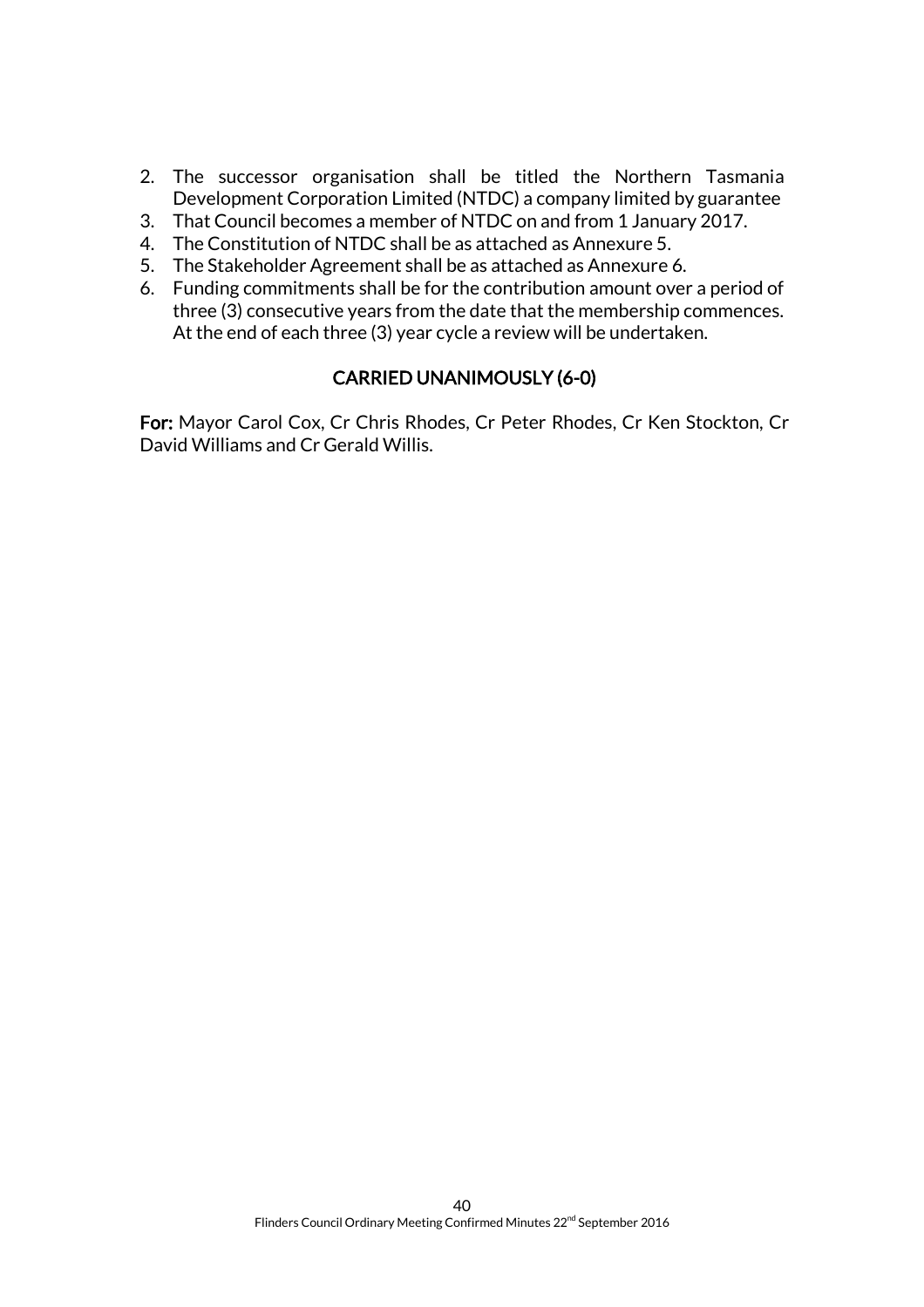2. The successor organisation shall be titled the Northern Tasmania Development Corporation Limited (NTDC) a company limited by guarantee
3. That Council becomes a member of NTDC on and from 1 January 2017.
4. The Constitution of NTDC shall be as attached as Annexure 5.
5. The Stakeholder Agreement shall be as attached as Annexure 6.
6. Funding commitments shall be for the contribution amount over a period of three (3) consecutive years from the date that the membership commences. At the end of each three (3) year cycle a review will be undertaken.

**CARRIED UNANIMOUSLY (6-0)**

**For:** Mayor Carol Cox, Cr Chris Rhodes, Cr Peter Rhodes, Cr Ken Stockton, Cr David Williams and Cr Gerald Willis.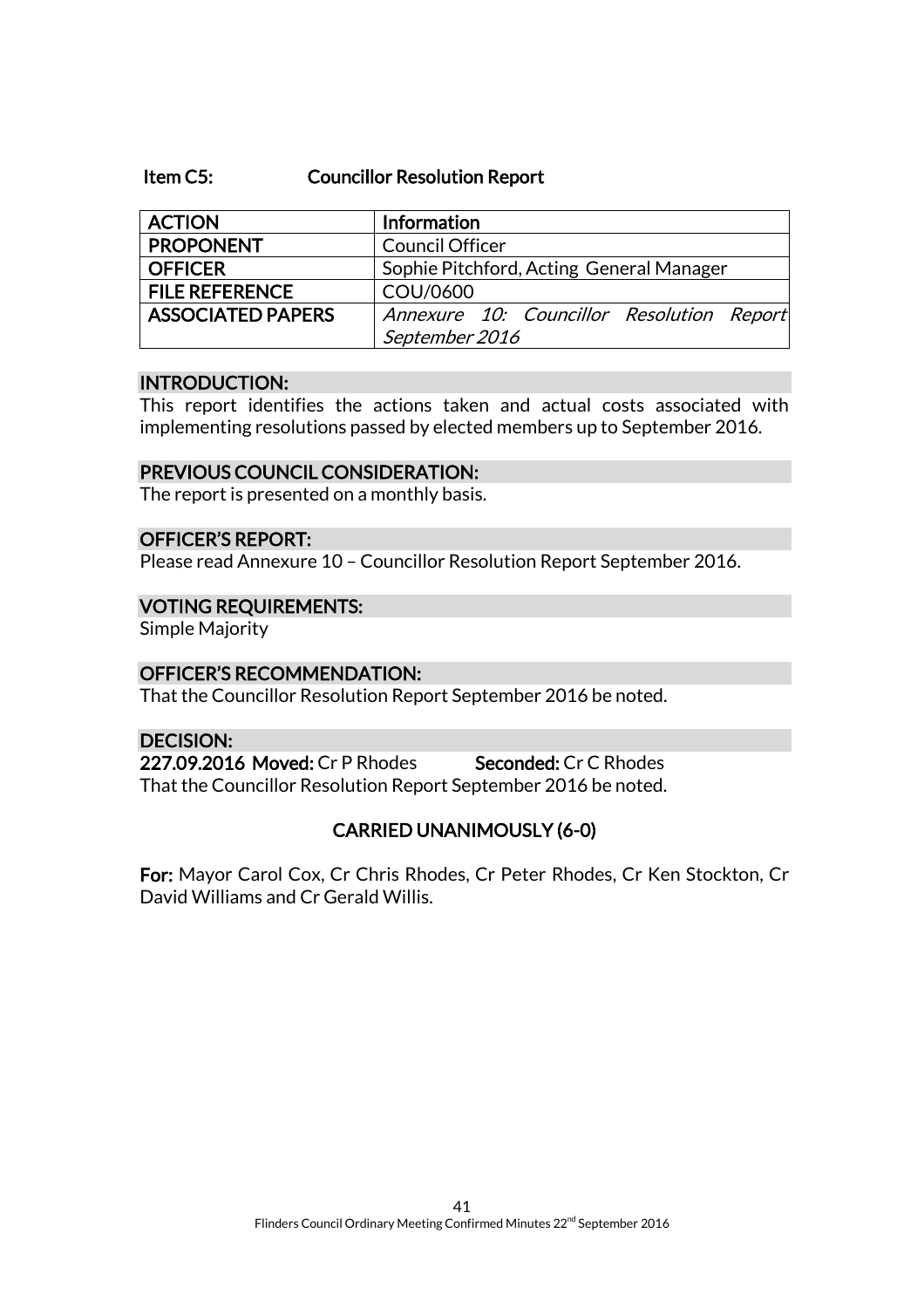## Item C5: Councillor Resolution Report

| ACTION | Information |
|---|---|
| PROPONENT | Council Officer |
| OFFICER | Sophie Pitchford, Acting General Manager |
| FILE REFERENCE | COU/0600 |
| ASSOCIATED PAPERS | *Annexure 10: Councillor Resolution Report September 2016* |

### INTRODUCTION:

This report identifies the actions taken and actual costs associated with implementing resolutions passed by elected members up to September 2016.

### PREVIOUS COUNCIL CONSIDERATION:

The report is presented on a monthly basis.

### OFFICER'S REPORT:

Please read Annexure 10 – Councillor Resolution Report September 2016.

### VOTING REQUIREMENTS:

Simple Majority

### OFFICER'S RECOMMENDATION:

That the Councillor Resolution Report September 2016 be noted.

### DECISION:

**227.09.2016 Moved:** Cr P Rhodes **Seconded:** Cr C Rhodes

That the Councillor Resolution Report September 2016 be noted.

**CARRIED UNANIMOUSLY (6-0)**

**For:** Mayor Carol Cox, Cr Chris Rhodes, Cr Peter Rhodes, Cr Ken Stockton, Cr David Williams and Cr Gerald Willis.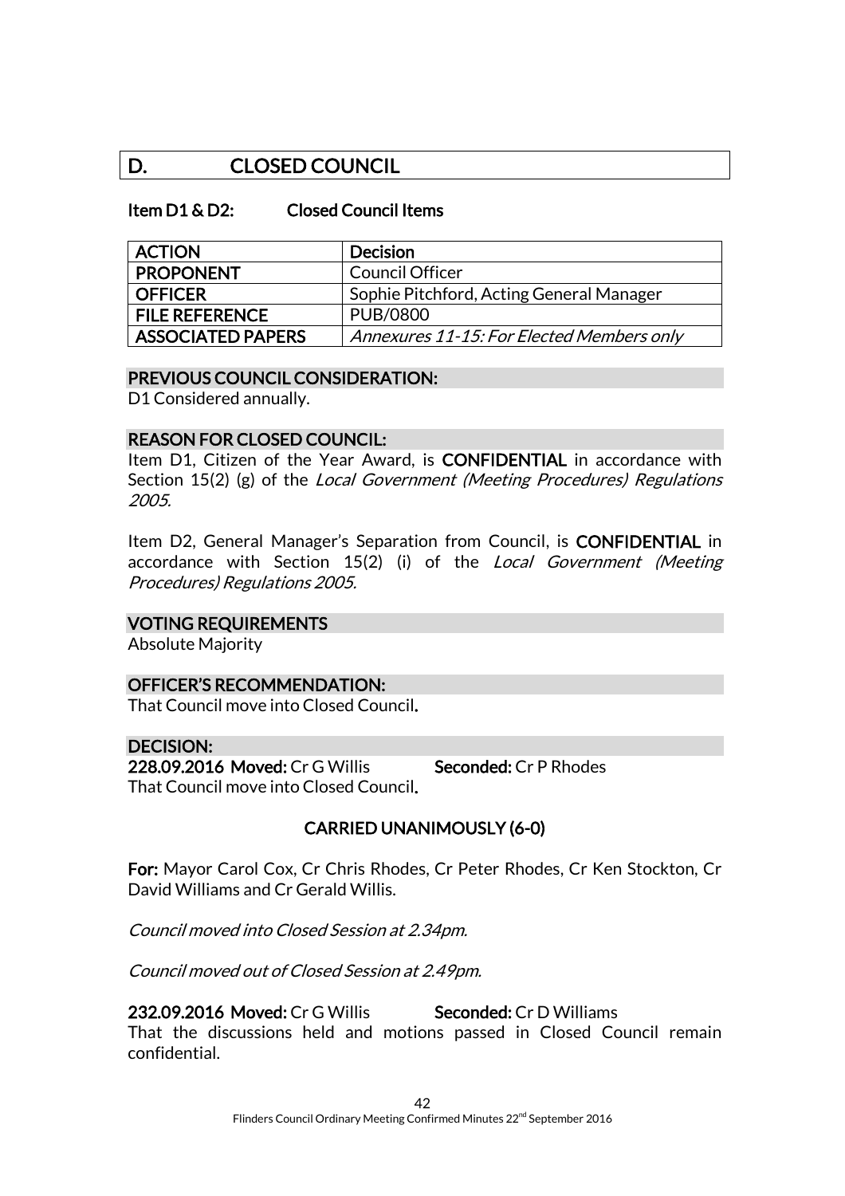# D. CLOSED COUNCIL

### Item D1 & D2: Closed Council Items

| ACTION | Decision |
|---|---|
| PROPONENT | Council Officer |
| OFFICER | Sophie Pitchford, Acting General Manager |
| FILE REFERENCE | PUB/0800 |
| ASSOCIATED PAPERS | *Annexures 11-15: For Elected Members only* |

**PREVIOUS COUNCIL CONSIDERATION:**

D1 Considered annually.

**REASON FOR CLOSED COUNCIL:**

Item D1, Citizen of the Year Award, is **CONFIDENTIAL** in accordance with Section 15(2) (g) of the *Local Government (Meeting Procedures) Regulations 2005.*

Item D2, General Manager's Separation from Council, is **CONFIDENTIAL** in accordance with Section 15(2) (i) of the *Local Government (Meeting Procedures) Regulations 2005.*

**VOTING REQUIREMENTS**

Absolute Majority

**OFFICER'S RECOMMENDATION:**

That Council move into Closed Council.

**DECISION:**

**228.09.2016 Moved:** Cr G Willis **Seconded:** Cr P Rhodes

That Council move into Closed Council.

**CARRIED UNANIMOUSLY (6-0)**

**For:** Mayor Carol Cox, Cr Chris Rhodes, Cr Peter Rhodes, Cr Ken Stockton, Cr David Williams and Cr Gerald Willis.

*Council moved into Closed Session at 2.34pm.*

*Council moved out of Closed Session at 2.49pm.*

**232.09.2016 Moved:** Cr G Willis **Seconded:** Cr D Williams

That the discussions held and motions passed in Closed Council remain confidential.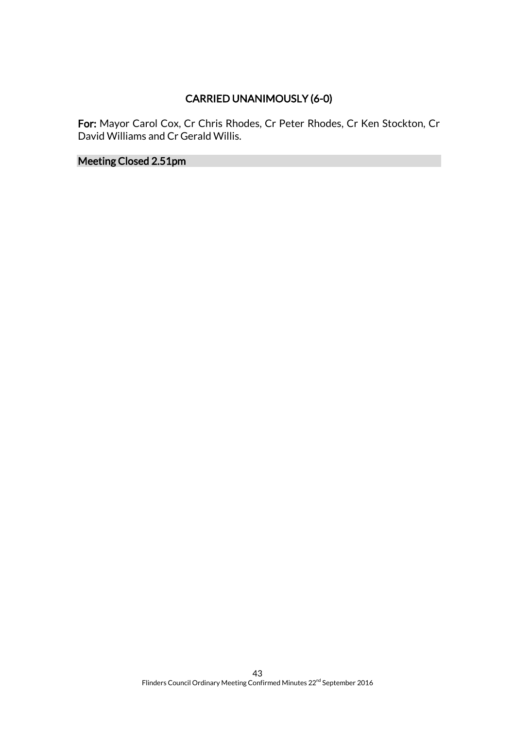**CARRIED UNANIMOUSLY (6-0)**

**For:** Mayor Carol Cox, Cr Chris Rhodes, Cr Peter Rhodes, Cr Ken Stockton, Cr David Williams and Cr Gerald Willis.

## Meeting Closed 2.51pm